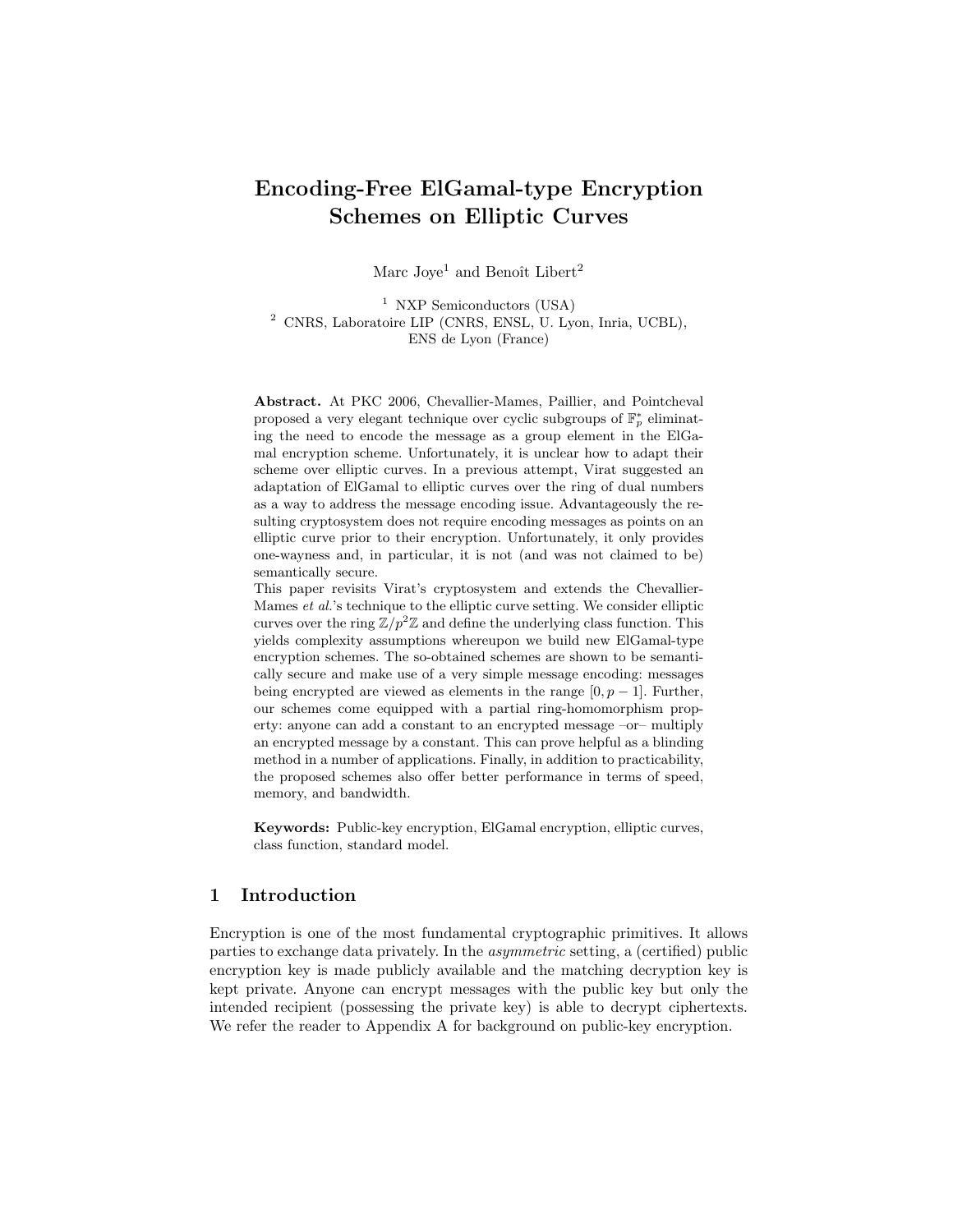# Encoding-Free ElGamal-type Encryption Schemes on Elliptic Curves

Marc Joye[1] and Benoît Libert[2]

[1] NXP Semiconductors (USA)
[2] CNRS, Laboratoire LIP (CNRS, ENSL, U. Lyon, Inria, UCBL), ENS de Lyon (France)

**Abstract.** At PKC 2006, Chevallier-Mames, Paillier, and Pointcheval proposed a very elegant technique over cyclic subgroups of $\mathbb{F}_p^*$ eliminating the need to encode the message as a group element in the ElGamal encryption scheme. Unfortunately, it is unclear how to adapt their scheme over elliptic curves. In a previous attempt, Virat suggested an adaptation of ElGamal to elliptic curves over the ring of dual numbers as a way to address the message encoding issue. Advantageously the resulting cryptosystem does not require encoding messages as points on an elliptic curve prior to their encryption. Unfortunately, it only provides one-wayness and, in particular, it is not (and was not claimed to be) semantically secure.

This paper revisits Virat's cryptosystem and extends the Chevallier-Mames *et al.*'s technique to the elliptic curve setting. We consider elliptic curves over the ring $\mathbb{Z}/p^2\mathbb{Z}$ and define the underlying class function. This yields complexity assumptions whereupon we build new ElGamal-type encryption schemes. The so-obtained schemes are shown to be semantically secure and make use of a very simple message encoding: messages being encrypted are viewed as elements in the range $[0, p-1]$. Further, our schemes come equipped with a partial ring-homomorphism property: anyone can add a constant to an encrypted message –or– multiply an encrypted message by a constant. This can prove helpful as a blinding method in a number of applications. Finally, in addition to practicability, the proposed schemes also offer better performance in terms of speed, memory, and bandwidth.

**Keywords:** Public-key encryption, ElGamal encryption, elliptic curves, class function, standard model.

## 1 Introduction

Encryption is one of the most fundamental cryptographic primitives. It allows parties to exchange data privately. In the *asymmetric* setting, a (certified) public encryption key is made publicly available and the matching decryption key is kept private. Anyone can encrypt messages with the public key but only the intended recipient (possessing the private key) is able to decrypt ciphertexts. We refer the reader to Appendix A for background on public-key encryption.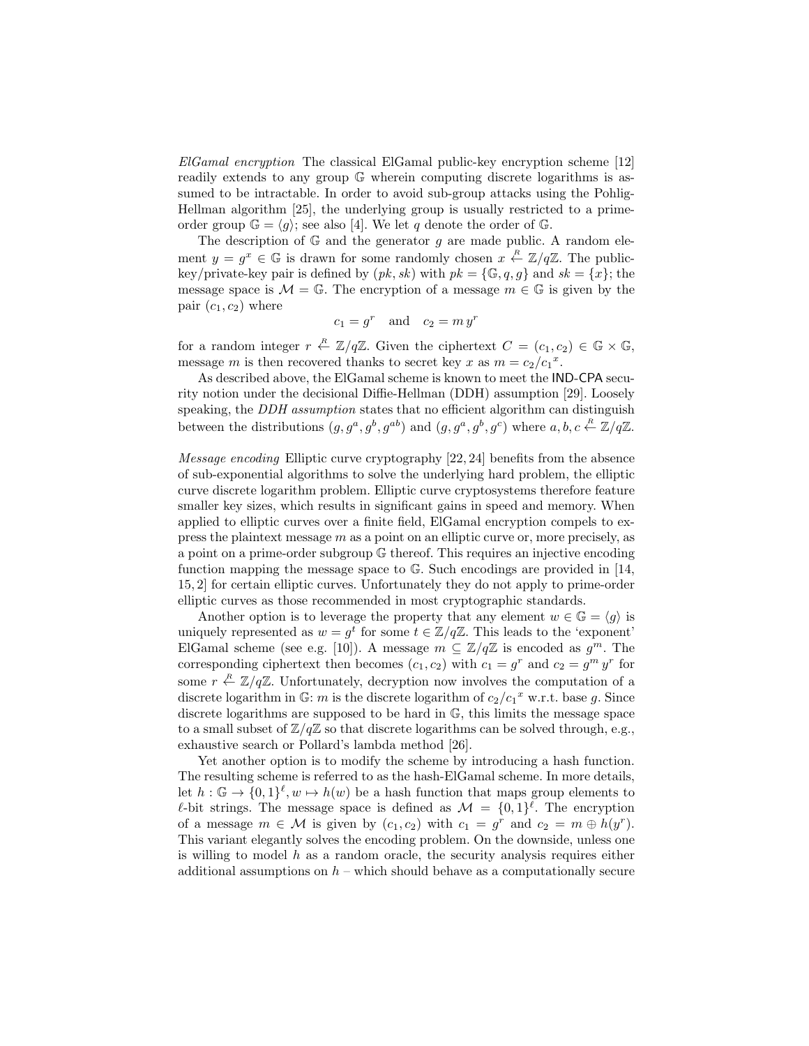*ElGamal encryption* The classical ElGamal public-key encryption scheme [12] readily extends to any group $\mathbb{G}$ wherein computing discrete logarithms is assumed to be intractable. In order to avoid sub-group attacks using the Pohlig-Hellman algorithm [25], the underlying group is usually restricted to a prime-order group $\mathbb{G} = \langle g \rangle$; see also [4]. We let $q$ denote the order of $\mathbb{G}$.

The description of $\mathbb{G}$ and the generator $g$ are made public. A random element $y = g^x \in \mathbb{G}$ is drawn for some randomly chosen $x \stackrel{R}{\leftarrow} \mathbb{Z}/q\mathbb{Z}$. The public-key/private-key pair is defined by $(pk, sk)$ with $pk = \{\mathbb{G}, q, g\}$ and $sk = \{x\}$; the message space is $\mathcal{M} = \mathbb{G}$. The encryption of a message $m \in \mathbb{G}$ is given by the pair $(c_1, c_2)$ where

$$c_1 = g^r \quad \text{and} \quad c_2 = m\, y^r$$

for a random integer $r \stackrel{R}{\leftarrow} \mathbb{Z}/q\mathbb{Z}$. Given the ciphertext $C = (c_1, c_2) \in \mathbb{G} \times \mathbb{G}$, message $m$ is then recovered thanks to secret key $x$ as $m = c_2/{c_1}^x$.

As described above, the ElGamal scheme is known to meet the IND-CPA security notion under the decisional Diffie-Hellman (DDH) assumption [29]. Loosely speaking, the *DDH assumption* states that no efficient algorithm can distinguish between the distributions $(g, g^a, g^b, g^{ab})$ and $(g, g^a, g^b, g^c)$ where $a, b, c \stackrel{R}{\leftarrow} \mathbb{Z}/q\mathbb{Z}$.

*Message encoding* Elliptic curve cryptography [22, 24] benefits from the absence of sub-exponential algorithms to solve the underlying hard problem, the elliptic curve discrete logarithm problem. Elliptic curve cryptosystems therefore feature smaller key sizes, which results in significant gains in speed and memory. When applied to elliptic curves over a finite field, ElGamal encryption compels to express the plaintext message $m$ as a point on an elliptic curve or, more precisely, as a point on a prime-order subgroup $\mathbb{G}$ thereof. This requires an injective encoding function mapping the message space to $\mathbb{G}$. Such encodings are provided in [14, 15, 2] for certain elliptic curves. Unfortunately they do not apply to prime-order elliptic curves as those recommended in most cryptographic standards.

Another option is to leverage the property that any element $w \in \mathbb{G} = \langle g \rangle$ is uniquely represented as $w = g^t$ for some $t \in \mathbb{Z}/q\mathbb{Z}$. This leads to the 'exponent' ElGamal scheme (see e.g. [10]). A message $m \subseteq \mathbb{Z}/q\mathbb{Z}$ is encoded as $g^m$. The corresponding ciphertext then becomes $(c_1, c_2)$ with $c_1 = g^r$ and $c_2 = g^m\, y^r$ for some $r \stackrel{R}{\leftarrow} \mathbb{Z}/q\mathbb{Z}$. Unfortunately, decryption now involves the computation of a discrete logarithm in $\mathbb{G}$: $m$ is the discrete logarithm of $c_2/{c_1}^x$ w.r.t. base $g$. Since discrete logarithms are supposed to be hard in $\mathbb{G}$, this limits the message space to a small subset of $\mathbb{Z}/q\mathbb{Z}$ so that discrete logarithms can be solved through, e.g., exhaustive search or Pollard's lambda method [26].

Yet another option is to modify the scheme by introducing a hash function. The resulting scheme is referred to as the hash-ElGamal scheme. In more details, let $h : \mathbb{G} \to \{0,1\}^\ell, w \mapsto h(w)$ be a hash function that maps group elements to $\ell$-bit strings. The message space is defined as $\mathcal{M} = \{0,1\}^\ell$. The encryption of a message $m \in \mathcal{M}$ is given by $(c_1, c_2)$ with $c_1 = g^r$ and $c_2 = m \oplus h(y^r)$. This variant elegantly solves the encoding problem. On the downside, unless one is willing to model $h$ as a random oracle, the security analysis requires either additional assumptions on $h$ – which should behave as a computationally secure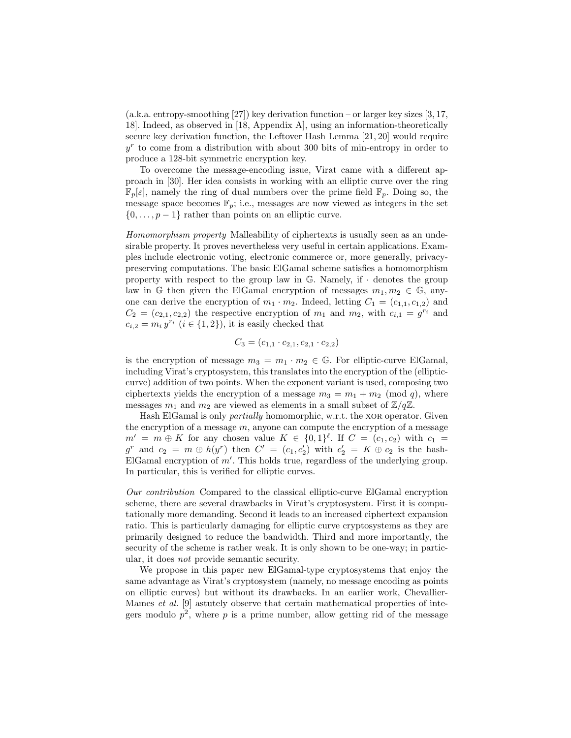(a.k.a. entropy-smoothing [27]) key derivation function – or larger key sizes [3, 17, 18]. Indeed, as observed in [18, Appendix A], using an information-theoretically secure key derivation function, the Leftover Hash Lemma [21, 20] would require $y^r$ to come from a distribution with about 300 bits of min-entropy in order to produce a 128-bit symmetric encryption key.

To overcome the message-encoding issue, Virat came with a different approach in [30]. Her idea consists in working with an elliptic curve over the ring $\mathbb{F}_p[\varepsilon]$, namely the ring of dual numbers over the prime field $\mathbb{F}_p$. Doing so, the message space becomes $\mathbb{F}_p$; i.e., messages are now viewed as integers in the set $\{0, \ldots, p-1\}$ rather than points on an elliptic curve.

*Homomorphism property* Malleability of ciphertexts is usually seen as an undesirable property. It proves nevertheless very useful in certain applications. Examples include electronic voting, electronic commerce or, more generally, privacy-preserving computations. The basic ElGamal scheme satisfies a homomorphism property with respect to the group law in $\mathbb{G}$. Namely, if $\cdot$ denotes the group law in $\mathbb{G}$ then given the ElGamal encryption of messages $m_1, m_2 \in \mathbb{G}$, anyone can derive the encryption of $m_1 \cdot m_2$. Indeed, letting $C_1 = (c_{1,1}, c_{1,2})$ and $C_2 = (c_{2,1}, c_{2,2})$ the respective encryption of $m_1$ and $m_2$, with $c_{i,1} = g^{r_i}$ and $c_{i,2} = m_i \, y^{r_i}$ ($i \in \{1, 2\}$), it is easily checked that

$$C_3 = (c_{1,1} \cdot c_{2,1}, c_{2,1} \cdot c_{2,2})$$

is the encryption of message $m_3 = m_1 \cdot m_2 \in \mathbb{G}$. For elliptic-curve ElGamal, including Virat's cryptosystem, this translates into the encryption of the (elliptic-curve) addition of two points. When the exponent variant is used, composing two ciphertexts yields the encryption of a message $m_3 = m_1 + m_2 \pmod{q}$, where messages $m_1$ and $m_2$ are viewed as elements in a small subset of $\mathbb{Z}/q\mathbb{Z}$.

Hash ElGamal is only *partially* homomorphic, w.r.t. the XOR operator. Given the encryption of a message $m$, anyone can compute the encryption of a message $m' = m \oplus K$ for any chosen value $K \in \{0, 1\}^\ell$. If $C = (c_1, c_2)$ with $c_1 = g^r$ and $c_2 = m \oplus h(y^r)$ then $C' = (c_1, c_2')$ with $c_2' = K \oplus c_2$ is the hash-ElGamal encryption of $m'$. This holds true, regardless of the underlying group. In particular, this is verified for elliptic curves.

*Our contribution* Compared to the classical elliptic-curve ElGamal encryption scheme, there are several drawbacks in Virat's cryptosystem. First it is computationally more demanding. Second it leads to an increased ciphertext expansion ratio. This is particularly damaging for elliptic curve cryptosystems as they are primarily designed to reduce the bandwidth. Third and more importantly, the security of the scheme is rather weak. It is only shown to be one-way; in particular, it does *not* provide semantic security.

We propose in this paper new ElGamal-type cryptosystems that enjoy the same advantage as Virat's cryptosystem (namely, no message encoding as points on elliptic curves) but without its drawbacks. In an earlier work, Chevallier-Mames *et al.* [9] astutely observe that certain mathematical properties of integers modulo $p^2$, where $p$ is a prime number, allow getting rid of the message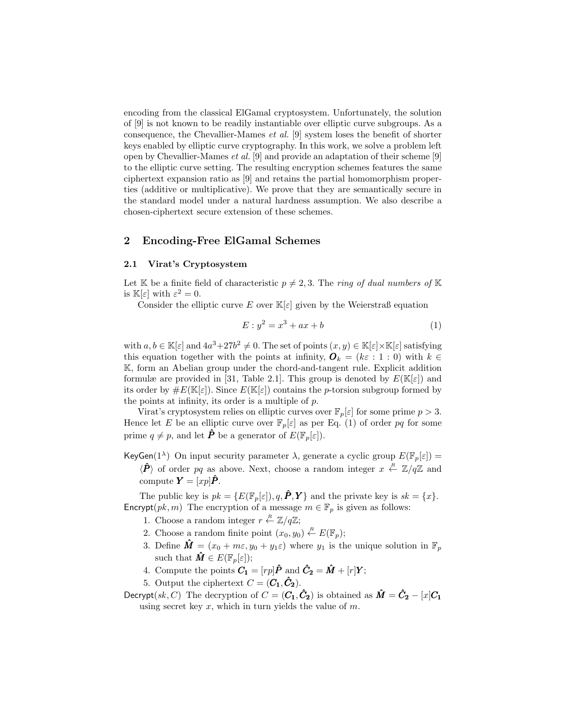encoding from the classical ElGamal cryptosystem. Unfortunately, the solution of [9] is not known to be readily instantiable over elliptic curve subgroups. As a consequence, the Chevallier-Mames *et al.* [9] system loses the benefit of shorter keys enabled by elliptic curve cryptography. In this work, we solve a problem left open by Chevallier-Mames *et al.* [9] and provide an adaptation of their scheme [9] to the elliptic curve setting. The resulting encryption schemes features the same ciphertext expansion ratio as [9] and retains the partial homomorphism properties (additive or multiplicative). We prove that they are semantically secure in the standard model under a natural hardness assumption. We also describe a chosen-ciphertext secure extension of these schemes.

## 2 Encoding-Free ElGamal Schemes

### 2.1 Virat's Cryptosystem

Let $\mathbb{K}$ be a finite field of characteristic $p \neq 2, 3$. The *ring of dual numbers of* $\mathbb{K}$ is $\mathbb{K}[\varepsilon]$ with $\varepsilon^2 = 0$.

Consider the elliptic curve $E$ over $\mathbb{K}[\varepsilon]$ given by the Weierstraß equation

$$E : y^2 = x^3 + ax + b \tag{1}$$

with $a, b \in \mathbb{K}[\varepsilon]$ and $4a^3+27b^2 \neq 0$. The set of points $(x, y) \in \mathbb{K}[\varepsilon]\times\mathbb{K}[\varepsilon]$ satisfying this equation together with the points at infinity, $\boldsymbol{O}_k = (k\varepsilon : 1 : 0)$ with $k \in \mathbb{K}$, form an Abelian group under the chord-and-tangent rule. Explicit addition formulæ are provided in [31, Table 2.1]. This group is denoted by $E(\mathbb{K}[\varepsilon])$ and its order by $\#E(\mathbb{K}[\varepsilon])$. Since $E(\mathbb{K}[\varepsilon])$ contains the $p$-torsion subgroup formed by the points at infinity, its order is a multiple of $p$.

Virat's cryptosystem relies on elliptic curves over $\mathbb{F}_p[\varepsilon]$ for some prime $p > 3$. Hence let $E$ be an elliptic curve over $\mathbb{F}_p[\varepsilon]$ as per Eq. (1) of order $pq$ for some prime $q \neq p$, and let $\hat{\boldsymbol{P}}$ be a generator of $E(\mathbb{F}_p[\varepsilon])$.

$\mathsf{KeyGen}(1^\lambda)$ On input security parameter $\lambda$, generate a cyclic group $E(\mathbb{F}_p[\varepsilon]) = \langle\hat{\boldsymbol{P}}\rangle$ of order $pq$ as above. Next, choose a random integer $x \xleftarrow{R} \mathbb{Z}/q\mathbb{Z}$ and compute $\boldsymbol{Y} = [xp]\hat{\boldsymbol{P}}$.

The public key is $pk = \{E(\mathbb{F}_p[\varepsilon]), q, \hat{\boldsymbol{P}}, \boldsymbol{Y}\}$ and the private key is $sk = \{x\}$.

$\mathsf{Encrypt}(pk, m)$ The encryption of a message $m \in \mathbb{F}_p$ is given as follows:

1. Choose a random integer $r \xleftarrow{R} \mathbb{Z}/q\mathbb{Z}$;
2. Choose a random finite point $(x_0, y_0) \xleftarrow{R} E(\mathbb{F}_p)$;
3. Define $\hat{\boldsymbol{M}} = (x_0 + m\varepsilon, y_0 + y_1\varepsilon)$ where $y_1$ is the unique solution in $\mathbb{F}_p$ such that $\hat{\boldsymbol{M}} \in E(\mathbb{F}_p[\varepsilon])$;
4. Compute the points $\boldsymbol{C_1} = [rp]\hat{\boldsymbol{P}}$ and $\hat{\boldsymbol{C}}_{\boldsymbol{2}} = \hat{\boldsymbol{M}} + [r]\boldsymbol{Y}$;
5. Output the ciphertext $C = (\boldsymbol{C_1}, \hat{\boldsymbol{C}}_{\boldsymbol{2}})$.

$\mathsf{Decrypt}(sk, C)$ The decryption of $C = (\boldsymbol{C_1}, \hat{\boldsymbol{C}}_{\boldsymbol{2}})$ is obtained as $\hat{\boldsymbol{M}} = \hat{\boldsymbol{C}}_{\boldsymbol{2}} - [x]\boldsymbol{C_1}$ using secret key $x$, which in turn yields the value of $m$.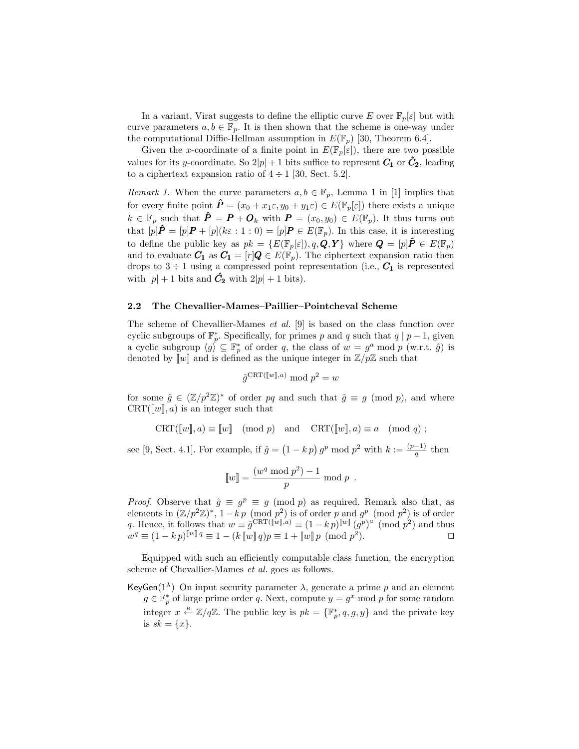In a variant, Virat suggests to define the elliptic curve $E$ over $\mathbb{F}_p[\varepsilon]$ but with curve parameters $a, b \in \mathbb{F}_p$. It is then shown that the scheme is one-way under the computational Diffie-Hellman assumption in $E(\mathbb{F}_p)$ [30, Theorem 6.4].

Given the $x$-coordinate of a finite point in $E(\mathbb{F}_p[\varepsilon])$, there are two possible values for its $y$-coordinate. So $2|p| + 1$ bits suffice to represent $\boldsymbol{C_1}$ or $\hat{\boldsymbol{C}}_{\boldsymbol{2}}$, leading to a ciphertext expansion ratio of $4 \div 1$ [30, Sect. 5.2].

*Remark 1.* When the curve parameters $a, b \in \mathbb{F}_p$, Lemma 1 in [1] implies that for every finite point $\hat{\boldsymbol{P}} = (x_0 + x_1\varepsilon, y_0 + y_1\varepsilon) \in E(\mathbb{F}_p[\varepsilon])$ there exists a unique $k \in \mathbb{F}_p$ such that $\hat{\boldsymbol{P}} = \boldsymbol{P} + \boldsymbol{O}_k$ with $\boldsymbol{P} = (x_0, y_0) \in E(\mathbb{F}_p)$. It thus turns out that $[p]\hat{\boldsymbol{P}} = [p]\boldsymbol{P} + [p](k\varepsilon : 1 : 0) = [p]\boldsymbol{P} \in E(\mathbb{F}_p)$. In this case, it is interesting to define the public key as $pk = \{E(\mathbb{F}_p[\varepsilon]), q, \boldsymbol{Q}, \boldsymbol{Y}\}$ where $\boldsymbol{Q} = [p]\hat{\boldsymbol{P}} \in E(\mathbb{F}_p)$ and to evaluate $\boldsymbol{C_1}$ as $\boldsymbol{C_1} = [r]\boldsymbol{Q} \in E(\mathbb{F}_p)$. The ciphertext expansion ratio then drops to $3 \div 1$ using a compressed point representation (i.e., $\boldsymbol{C_1}$ is represented with $|p| + 1$ bits and $\hat{\boldsymbol{C}}_{\boldsymbol{2}}$ with $2|p| + 1$ bits).

### 2.2 The Chevallier-Mames–Paillier–Pointcheval Scheme

The scheme of Chevallier-Mames *et al.* [9] is based on the class function over cyclic subgroups of $\mathbb{F}_p^*$. Specifically, for primes $p$ and $q$ such that $q \mid p - 1$, given a cyclic subgroup $\langle g \rangle \subseteq \mathbb{F}_p^*$ of order $q$, the class of $w = g^a \bmod p$ (w.r.t. $\hat{g}$) is denoted by $[\![w]\!]$ and is defined as the unique integer in $\mathbb{Z}/p\mathbb{Z}$ such that

$$\hat{g}^{\mathrm{CRT}([\![w]\!], a)} \bmod p^2 = w$$

for some $\hat{g} \in (\mathbb{Z}/p^2\mathbb{Z})^*$ of order $pq$ and such that $\hat{g} \equiv g \pmod p$, and where $\mathrm{CRT}([\![w]\!], a)$ is an integer such that

$$\mathrm{CRT}([\![w]\!], a) \equiv [\![w]\!] \pmod p \quad \text{and} \quad \mathrm{CRT}([\![w]\!], a) \equiv a \pmod q\ ;$$

see [9, Sect. 4.1]. For example, if $\hat{g} = \big(1 - k\,p\big)\, g^p \bmod p^2$ with $k := \frac{(p-1)}{q}$ then

$$[\![w]\!] = \frac{(w^q \bmod p^2) - 1}{p} \bmod p\ .$$

*Proof.* Observe that $\hat{g} \equiv g^p \equiv g \pmod p$ as required. Remark also that, as elements in $(\mathbb{Z}/p^2\mathbb{Z})^*$, $1 - k\,p \pmod{p^2}$ is of order $p$ and $g^p \pmod{p^2}$ is of order $q$. Hence, it follows that $w \equiv \hat{g}^{\mathrm{CRT}([\![w]\!], a)} \equiv (1 - k\,p)^{[\![w]\!]}\,(g^p)^a \pmod{p^2}$ and thus $w^q \equiv (1 - k\,p)^{[\![w]\!]\,q} \equiv 1 - (k\,[\![w]\!]\,q)p \equiv 1 + [\![w]\!]\,p \pmod{p^2}$. □

Equipped with such an efficiently computable class function, the encryption scheme of Chevallier-Mames *et al.* goes as follows.

$\mathsf{KeyGen}(1^\lambda)$ On input security parameter $\lambda$, generate a prime $p$ and an element $g \in \mathbb{F}_p^*$ of large prime order $q$. Next, compute $y = g^x \bmod p$ for some random integer $x \xleftarrow{R} \mathbb{Z}/q\mathbb{Z}$. The public key is $pk = \{\mathbb{F}_p^*, q, g, y\}$ and the private key is $sk = \{x\}$.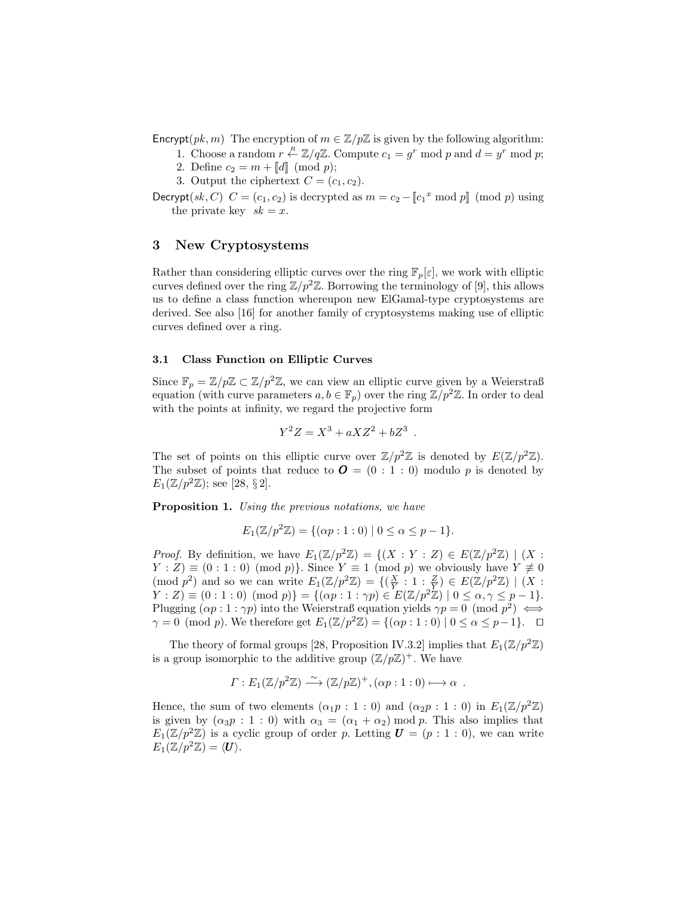Encrypt$(pk, m)$ The encryption of $m \in \mathbb{Z}/p\mathbb{Z}$ is given by the following algorithm:

1. Choose a random $r \xleftarrow{R} \mathbb{Z}/q\mathbb{Z}$. Compute $c_1 = g^r \bmod p$ and $d = y^r \bmod p$;
2. Define $c_2 = m + [\![d]\!] \pmod{p}$;
3. Output the ciphertext $C = (c_1, c_2)$.

Decrypt$(sk, C)$ $C = (c_1, c_2)$ is decrypted as $m = c_2 - [\![{c_1}^x \bmod p]\!] \pmod{p}$ using the private key $sk = x$.

## 3 New Cryptosystems

Rather than considering elliptic curves over the ring $\mathbb{F}_p[\varepsilon]$, we work with elliptic curves defined over the ring $\mathbb{Z}/p^2\mathbb{Z}$. Borrowing the terminology of [9], this allows us to define a class function whereupon new ElGamal-type cryptosystems are derived. See also [16] for another family of cryptosystems making use of elliptic curves defined over a ring.

### 3.1 Class Function on Elliptic Curves

Since $\mathbb{F}_p = \mathbb{Z}/p\mathbb{Z} \subset \mathbb{Z}/p^2\mathbb{Z}$, we can view an elliptic curve given by a Weierstraß equation (with curve parameters $a, b \in \mathbb{F}_p$) over the ring $\mathbb{Z}/p^2\mathbb{Z}$. In order to deal with the points at infinity, we regard the projective form

$$Y^2Z = X^3 + aXZ^2 + bZ^3 \enspace .$$

The set of points on this elliptic curve over $\mathbb{Z}/p^2\mathbb{Z}$ is denoted by $E(\mathbb{Z}/p^2\mathbb{Z})$. The subset of points that reduce to $\boldsymbol{O} = (0 : 1 : 0)$ modulo $p$ is denoted by $E_1(\mathbb{Z}/p^2\mathbb{Z})$; see [28, § 2].

**Proposition 1.** *Using the previous notations, we have*

$$E_1(\mathbb{Z}/p^2\mathbb{Z}) = \{(\alpha p : 1 : 0) \mid 0 \le \alpha \le p-1\}.$$

*Proof.* By definition, we have $E_1(\mathbb{Z}/p^2\mathbb{Z}) = \{(X : Y : Z) \in E(\mathbb{Z}/p^2\mathbb{Z}) \mid (X : Y : Z) \equiv (0 : 1 : 0) \pmod{p}\}$. Since $Y \equiv 1 \pmod{p}$ we obviously have $Y \not\equiv 0 \pmod{p^2}$ and so we can write $E_1(\mathbb{Z}/p^2\mathbb{Z}) = \{(\frac{X}{Y} : 1 : \frac{Z}{Y}) \in E(\mathbb{Z}/p^2\mathbb{Z}) \mid (X : Y : Z) \equiv (0 : 1 : 0) \pmod{p}\} = \{(\alpha p : 1 : \gamma p) \in E(\mathbb{Z}/p^2\mathbb{Z}) \mid 0 \le \alpha, \gamma \le p-1\}$. Plugging $(\alpha p : 1 : \gamma p)$ into the Weierstraß equation yields $\gamma p = 0 \pmod{p^2} \iff \gamma = 0 \pmod{p}$. We therefore get $E_1(\mathbb{Z}/p^2\mathbb{Z}) = \{(\alpha p : 1 : 0) \mid 0 \le \alpha \le p-1\}$. $\square$

The theory of formal groups [28, Proposition IV.3.2] implies that $E_1(\mathbb{Z}/p^2\mathbb{Z})$ is a group isomorphic to the additive group $(\mathbb{Z}/p\mathbb{Z})^+$. We have

$$\Gamma : E_1(\mathbb{Z}/p^2\mathbb{Z}) \xrightarrow{\sim} (\mathbb{Z}/p\mathbb{Z})^+, (\alpha p : 1 : 0) \longmapsto \alpha \enspace .$$

Hence, the sum of two elements $(\alpha_1 p : 1 : 0)$ and $(\alpha_2 p : 1 : 0)$ in $E_1(\mathbb{Z}/p^2\mathbb{Z})$ is given by $(\alpha_3 p : 1 : 0)$ with $\alpha_3 = (\alpha_1 + \alpha_2) \bmod p$. This also implies that $E_1(\mathbb{Z}/p^2\mathbb{Z})$ is a cyclic group of order $p$. Letting $\boldsymbol{U} = (p : 1 : 0)$, we can write $E_1(\mathbb{Z}/p^2\mathbb{Z}) = \langle \boldsymbol{U} \rangle$.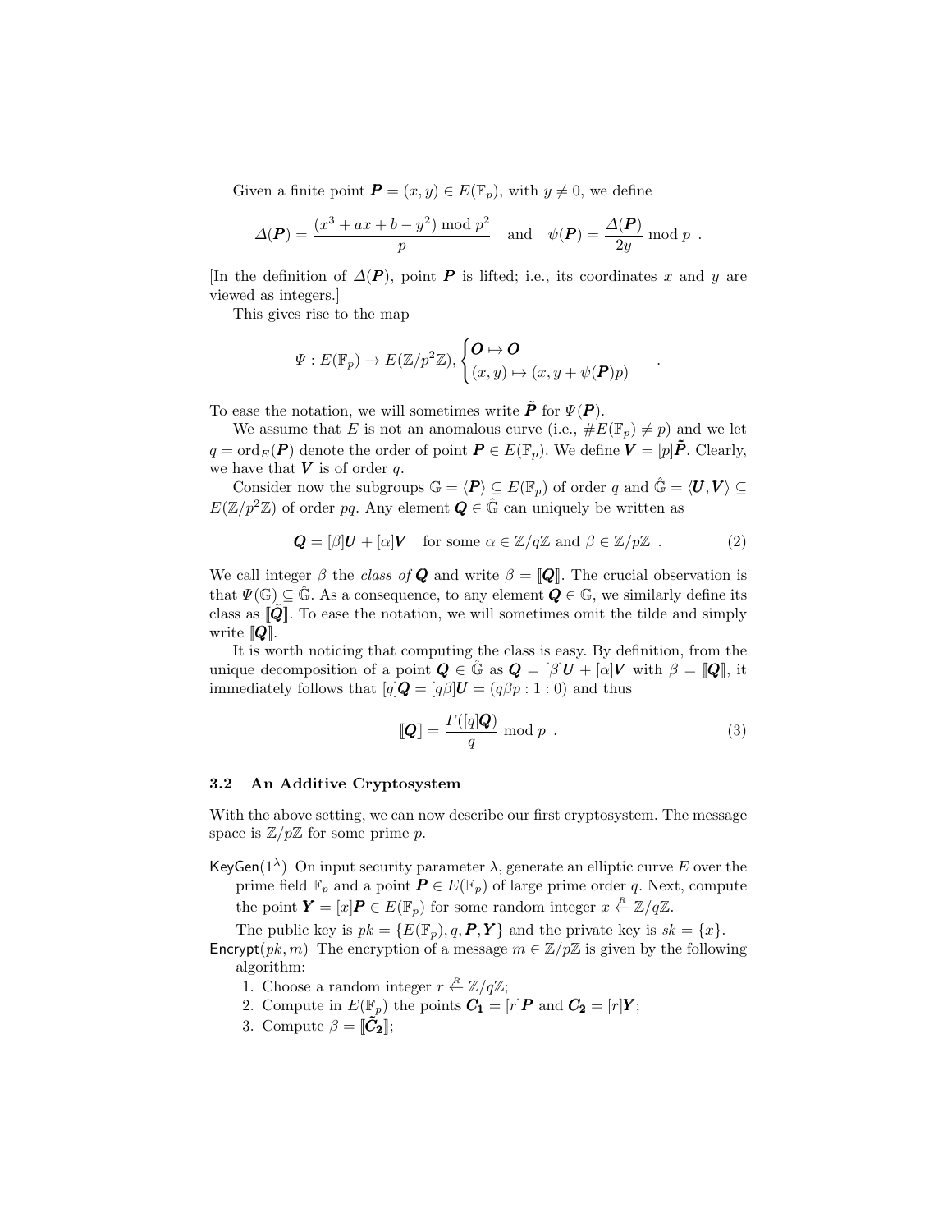Given a finite point $\boldsymbol{P} = (x, y) \in E(\mathbb{F}_p)$, with $y \neq 0$, we define

$$\Delta(\boldsymbol{P}) = \frac{(x^3 + ax + b - y^2) \bmod p^2}{p} \quad \text{and} \quad \psi(\boldsymbol{P}) = \frac{\Delta(\boldsymbol{P})}{2y} \bmod p \ .$$

[In the definition of $\Delta(\boldsymbol{P})$, point $\boldsymbol{P}$ is lifted; i.e., its coordinates $x$ and $y$ are viewed as integers.]

This gives rise to the map

$$\Psi : E(\mathbb{F}_p) \to E(\mathbb{Z}/p^2\mathbb{Z}), \begin{cases} \boldsymbol{O} \mapsto \boldsymbol{O} \\ (x, y) \mapsto (x, y + \psi(\boldsymbol{P})p) \end{cases} .$$

To ease the notation, we will sometimes write $\tilde{\boldsymbol{P}}$ for $\Psi(\boldsymbol{P})$.

We assume that $E$ is not an anomalous curve (i.e., $\#E(\mathbb{F}_p) \neq p$) and we let $q = \mathrm{ord}_E(\boldsymbol{P})$ denote the order of point $\boldsymbol{P} \in E(\mathbb{F}_p)$. We define $\boldsymbol{V} = [p]\tilde{\boldsymbol{P}}$. Clearly, we have that $\boldsymbol{V}$ is of order $q$.

Consider now the subgroups $\mathbb{G} = \langle \boldsymbol{P} \rangle \subseteq E(\mathbb{F}_p)$ of order $q$ and $\hat{\mathbb{G}} = \langle \boldsymbol{U}, \boldsymbol{V} \rangle \subseteq E(\mathbb{Z}/p^2\mathbb{Z})$ of order $pq$. Any element $\boldsymbol{Q} \in \hat{\mathbb{G}}$ can uniquely be written as

$$\boldsymbol{Q} = [\beta]\boldsymbol{U} + [\alpha]\boldsymbol{V} \quad \text{for some } \alpha \in \mathbb{Z}/q\mathbb{Z} \text{ and } \beta \in \mathbb{Z}/p\mathbb{Z} \ . \tag{2}$$

We call integer $\beta$ the *class of* $\boldsymbol{Q}$ and write $\beta = [\![\boldsymbol{Q}]\!]$. The crucial observation is that $\Psi(\mathbb{G}) \subseteq \hat{\mathbb{G}}$. As a consequence, to any element $\boldsymbol{Q} \in \mathbb{G}$, we similarly define its class as $[\![\tilde{\boldsymbol{Q}}]\!]$. To ease the notation, we will sometimes omit the tilde and simply write $[\![\boldsymbol{Q}]\!]$.

It is worth noticing that computing the class is easy. By definition, from the unique decomposition of a point $\boldsymbol{Q} \in \hat{\mathbb{G}}$ as $\boldsymbol{Q} = [\beta]\boldsymbol{U} + [\alpha]\boldsymbol{V}$ with $\beta = [\![\boldsymbol{Q}]\!]$, it immediately follows that $[q]\boldsymbol{Q} = [q\beta]\boldsymbol{U} = (q\beta p : 1 : 0)$ and thus

$$[\![\boldsymbol{Q}]\!] = \frac{\Gamma([q]\boldsymbol{Q})}{q} \bmod p \ . \tag{3}$$

### 3.2 An Additive Cryptosystem

With the above setting, we can now describe our first cryptosystem. The message space is $\mathbb{Z}/p\mathbb{Z}$ for some prime $p$.

KeyGen($1^\lambda$) On input security parameter $\lambda$, generate an elliptic curve $E$ over the prime field $\mathbb{F}_p$ and a point $\boldsymbol{P} \in E(\mathbb{F}_p)$ of large prime order $q$. Next, compute the point $\boldsymbol{Y} = [x]\boldsymbol{P} \in E(\mathbb{F}_p)$ for some random integer $x \stackrel{R}{\leftarrow} \mathbb{Z}/q\mathbb{Z}$.

The public key is $pk = \{E(\mathbb{F}_p), q, \boldsymbol{P}, \boldsymbol{Y}\}$ and the private key is $sk = \{x\}$.

Encrypt($pk, m$) The encryption of a message $m \in \mathbb{Z}/p\mathbb{Z}$ is given by the following algorithm:

1. Choose a random integer $r \stackrel{R}{\leftarrow} \mathbb{Z}/q\mathbb{Z}$;
2. Compute in $E(\mathbb{F}_p)$ the points $\boldsymbol{C_1} = [r]\boldsymbol{P}$ and $\boldsymbol{C_2} = [r]\boldsymbol{Y}$;
3. Compute $\beta = [\![\tilde{\boldsymbol{C}}_{\boldsymbol{2}}]\!]$;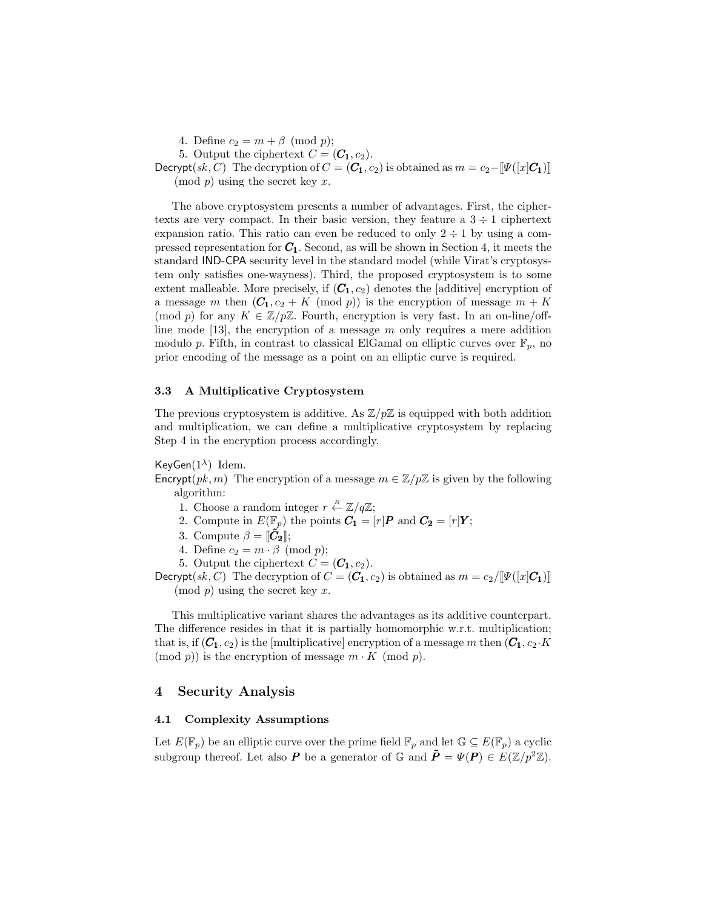4. Define $c_2 = m + \beta \pmod{p}$;
5. Output the ciphertext $C = (\boldsymbol{C_1}, c_2)$.

$\mathsf{Decrypt}(sk, C)$ The decryption of $C = (\boldsymbol{C_1}, c_2)$ is obtained as $m = c_2 - [\![\Psi([x]\boldsymbol{C_1})]\!] \pmod{p}$ using the secret key $x$.

The above cryptosystem presents a number of advantages. First, the ciphertexts are very compact. In their basic version, they feature a $3 \div 1$ ciphertext expansion ratio. This ratio can even be reduced to only $2 \div 1$ by using a compressed representation for $\boldsymbol{C_1}$. Second, as will be shown in Section 4, it meets the standard IND-CPA security level in the standard model (while Virat's cryptosystem only satisfies one-wayness). Third, the proposed cryptosystem is to some extent malleable. More precisely, if $(\boldsymbol{C_1}, c_2)$ denotes the [additive] encryption of a message $m$ then $(\boldsymbol{C_1}, c_2 + K \pmod{p})$ is the encryption of message $m + K \pmod{p}$ for any $K \in \mathbb{Z}/p\mathbb{Z}$. Fourth, encryption is very fast. In an on-line/off-line mode [13], the encryption of a message $m$ only requires a mere addition modulo $p$. Fifth, in contrast to classical ElGamal on elliptic curves over $\mathbb{F}_p$, no prior encoding of the message as a point on an elliptic curve is required.

### 3.3 A Multiplicative Cryptosystem

The previous cryptosystem is additive. As $\mathbb{Z}/p\mathbb{Z}$ is equipped with both addition and multiplication, we can define a multiplicative cryptosystem by replacing Step 4 in the encryption process accordingly.

$\mathsf{KeyGen}(1^\lambda)$ Idem.

$\mathsf{Encrypt}(pk, m)$ The encryption of a message $m \in \mathbb{Z}/p\mathbb{Z}$ is given by the following algorithm:

1. Choose a random integer $r \xleftarrow{R} \mathbb{Z}/q\mathbb{Z}$;
2. Compute in $E(\mathbb{F}_p)$ the points $\boldsymbol{C_1} = [r]\boldsymbol{P}$ and $\boldsymbol{C_2} = [r]\boldsymbol{Y}$;
3. Compute $\beta = [\![\tilde{\boldsymbol{C}}_{\boldsymbol{2}}]\!]$;
4. Define $c_2 = m \cdot \beta \pmod{p}$;
5. Output the ciphertext $C = (\boldsymbol{C_1}, c_2)$.

$\mathsf{Decrypt}(sk, C)$ The decryption of $C = (\boldsymbol{C_1}, c_2)$ is obtained as $m = c_2 / [\![\Psi([x]\boldsymbol{C_1})]\!] \pmod{p}$ using the secret key $x$.

This multiplicative variant shares the advantages as its additive counterpart. The difference resides in that it is partially homomorphic w.r.t. multiplication; that is, if $(\boldsymbol{C_1}, c_2)$ is the [multiplicative] encryption of a message $m$ then $(\boldsymbol{C_1}, c_2 \cdot K \pmod{p})$ is the encryption of message $m \cdot K \pmod{p}$.

## 4 Security Analysis

### 4.1 Complexity Assumptions

Let $E(\mathbb{F}_p)$ be an elliptic curve over the prime field $\mathbb{F}_p$ and let $\mathbb{G} \subseteq E(\mathbb{F}_p)$ a cyclic subgroup thereof. Let also $\boldsymbol{P}$ be a generator of $\mathbb{G}$ and $\tilde{\boldsymbol{P}} = \Psi(\boldsymbol{P}) \in E(\mathbb{Z}/p^2\mathbb{Z})$.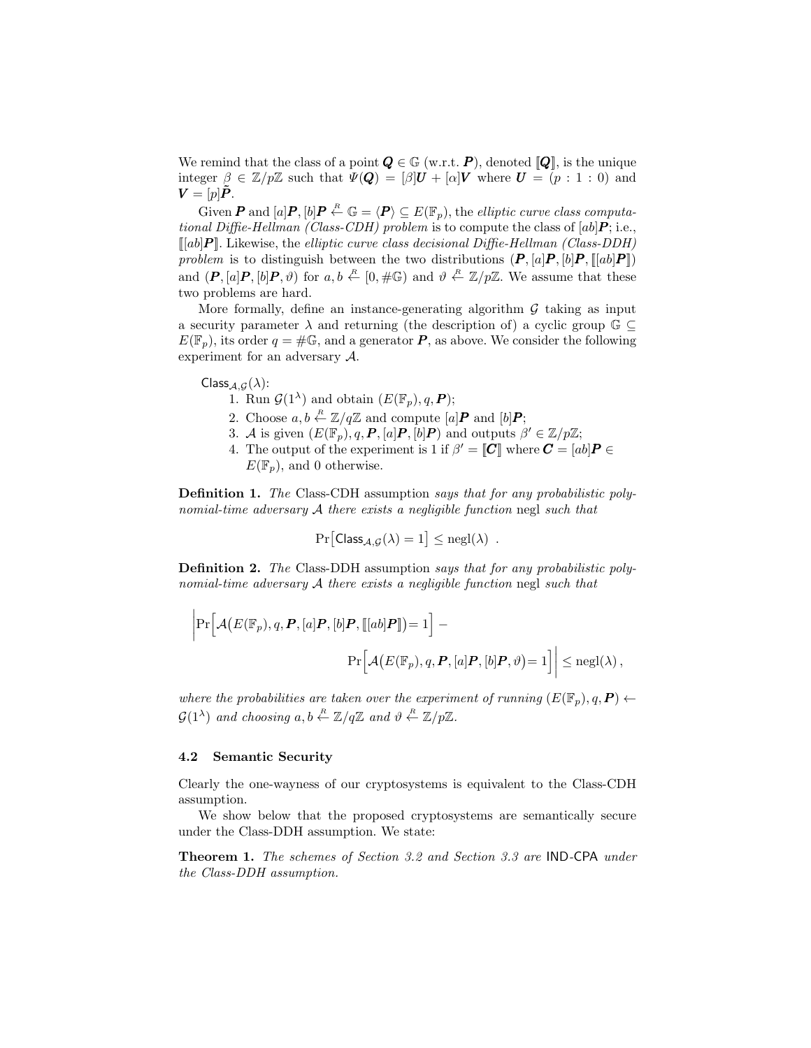We remind that the class of a point $\boldsymbol{Q} \in \mathbb{G}$ (w.r.t. $\boldsymbol{P}$), denoted $[\![\boldsymbol{Q}]\!]$, is the unique integer $\beta \in \mathbb{Z}/p\mathbb{Z}$ such that $\Psi(\boldsymbol{Q}) = [\beta]\boldsymbol{U} + [\alpha]\boldsymbol{V}$ where $\boldsymbol{U} = (p : 1 : 0)$ and $\boldsymbol{V} = [p]\tilde{\boldsymbol{P}}$.

Given $\boldsymbol{P}$ and $[a]\boldsymbol{P}, [b]\boldsymbol{P} \xleftarrow{R} \mathbb{G} = \langle \boldsymbol{P} \rangle \subseteq E(\mathbb{F}_p)$, the *elliptic curve class computational Diffie-Hellman (Class-CDH) problem* is to compute the class of $[ab]\boldsymbol{P}$; i.e., $[\![[ab]\boldsymbol{P}]\!]$. Likewise, the *elliptic curve class decisional Diffie-Hellman (Class-DDH) problem* is to distinguish between the two distributions $(\boldsymbol{P}, [a]\boldsymbol{P}, [b]\boldsymbol{P}, [\![[ab]\boldsymbol{P}]\!])$ and $(\boldsymbol{P}, [a]\boldsymbol{P}, [b]\boldsymbol{P}, \vartheta)$ for $a, b \xleftarrow{R} [0, \#\mathbb{G})$ and $\vartheta \xleftarrow{R} \mathbb{Z}/p\mathbb{Z}$. We assume that these two problems are hard.

More formally, define an instance-generating algorithm $\mathcal{G}$ taking as input a security parameter $\lambda$ and returning (the description of) a cyclic group $\mathbb{G} \subseteq E(\mathbb{F}_p)$, its order $q = \#\mathbb{G}$, and a generator $\boldsymbol{P}$, as above. We consider the following experiment for an adversary $\mathcal{A}$.

$\mathsf{Class}_{\mathcal{A},\mathcal{G}}(\lambda)$:
1. Run $\mathcal{G}(1^\lambda)$ and obtain $(E(\mathbb{F}_p), q, \boldsymbol{P})$;
2. Choose $a, b \xleftarrow{R} \mathbb{Z}/q\mathbb{Z}$ and compute $[a]\boldsymbol{P}$ and $[b]\boldsymbol{P}$;
3. $\mathcal{A}$ is given $(E(\mathbb{F}_p), q, \boldsymbol{P}, [a]\boldsymbol{P}, [b]\boldsymbol{P})$ and outputs $\beta' \in \mathbb{Z}/p\mathbb{Z}$;
4. The output of the experiment is 1 if $\beta' = [\![\boldsymbol{C}]\!]$ where $\boldsymbol{C} = [ab]\boldsymbol{P} \in E(\mathbb{F}_p)$, and 0 otherwise.

**Definition 1.** *The* Class-CDH assumption *says that for any probabilistic polynomial-time adversary $\mathcal{A}$ there exists a negligible function* negl *such that*

$$\Pr\big[\mathsf{Class}_{\mathcal{A},\mathcal{G}}(\lambda) = 1\big] \leq \mathrm{negl}(\lambda) \enspace .$$

**Definition 2.** *The* Class-DDH assumption *says that for any probabilistic polynomial-time adversary $\mathcal{A}$ there exists a negligible function* negl *such that*

$$\Big|\Pr\Big[\mathcal{A}\big(E(\mathbb{F}_p), q, \boldsymbol{P}, [a]\boldsymbol{P}, [b]\boldsymbol{P}, [\![[ab]\boldsymbol{P}]\!]\big) = 1\Big] - \Pr\Big[\mathcal{A}\big(E(\mathbb{F}_p), q, \boldsymbol{P}, [a]\boldsymbol{P}, [b]\boldsymbol{P}, \vartheta\big) = 1\Big]\Big| \leq \mathrm{negl}(\lambda)\,,$$

*where the probabilities are taken over the experiment of running $(E(\mathbb{F}_p), q, \boldsymbol{P}) \leftarrow \mathcal{G}(1^\lambda)$ and choosing $a, b \xleftarrow{R} \mathbb{Z}/q\mathbb{Z}$ and $\vartheta \xleftarrow{R} \mathbb{Z}/p\mathbb{Z}$.*

### 4.2 Semantic Security

Clearly the one-wayness of our cryptosystems is equivalent to the Class-CDH assumption.

We show below that the proposed cryptosystems are semantically secure under the Class-DDH assumption. We state:

**Theorem 1.** *The schemes of Section 3.2 and Section 3.3 are* IND-CPA *under the Class-DDH assumption.*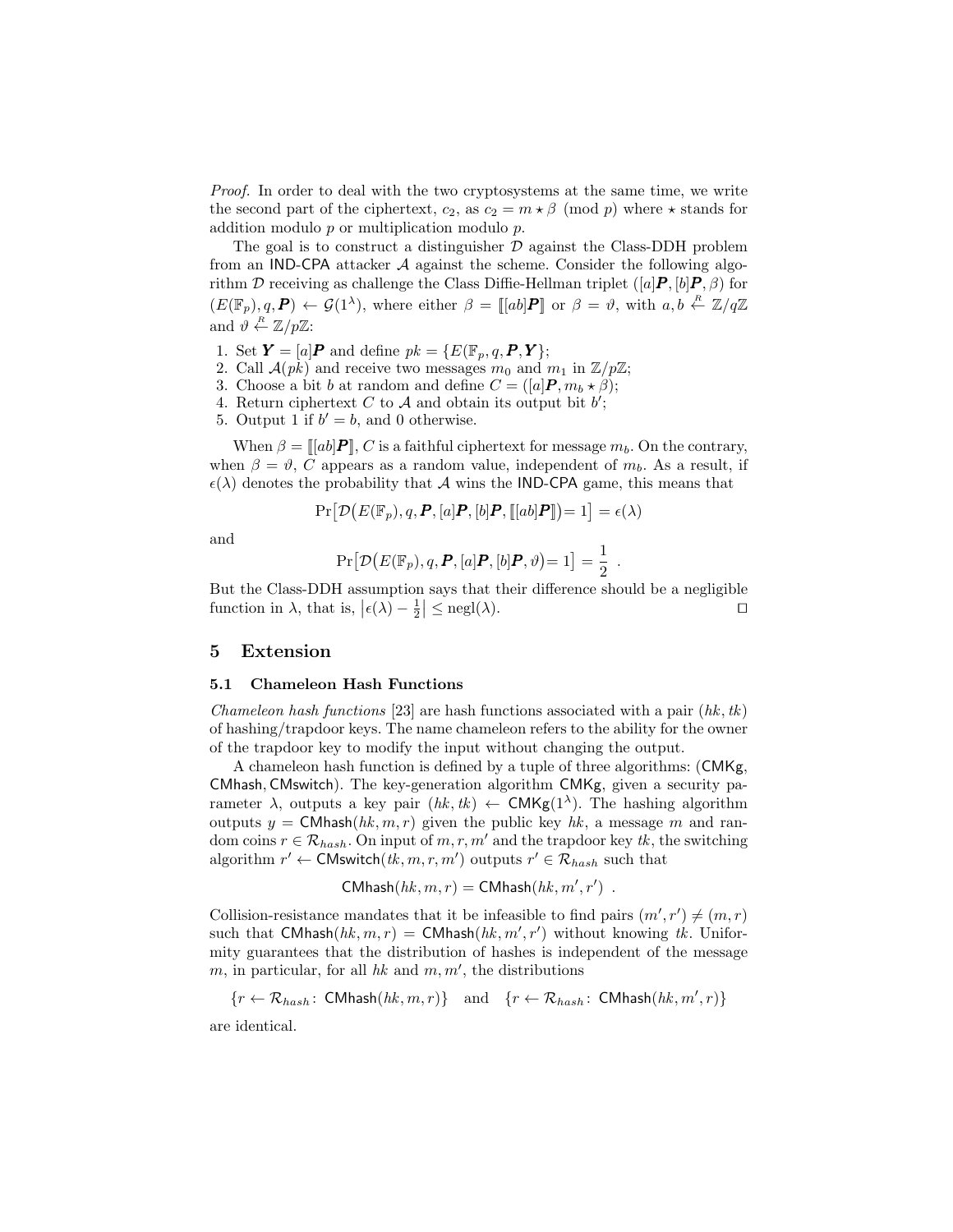*Proof.* In order to deal with the two cryptosystems at the same time, we write the second part of the ciphertext, $c_2$, as $c_2 = m \star \beta \pmod{p}$ where $\star$ stands for addition modulo $p$ or multiplication modulo $p$.

The goal is to construct a distinguisher $\mathcal{D}$ against the Class-DDH problem from an IND-CPA attacker $\mathcal{A}$ against the scheme. Consider the following algorithm $\mathcal{D}$ receiving as challenge the Class Diffie-Hellman triplet $([a]\boldsymbol{P}, [b]\boldsymbol{P}, \beta)$ for $(E(\mathbb{F}_p), q, \boldsymbol{P}) \leftarrow \mathcal{G}(1^\lambda)$, where either $\beta = [\![ [ab]\boldsymbol{P} ]\!]$ or $\beta = \vartheta$, with $a, b \overset{R}{\leftarrow} \mathbb{Z}/q\mathbb{Z}$ and $\vartheta \overset{R}{\leftarrow} \mathbb{Z}/p\mathbb{Z}$:

1. Set $\boldsymbol{Y} = [a]\boldsymbol{P}$ and define $pk = \{E(\mathbb{F}_p, q, \boldsymbol{P}, \boldsymbol{Y}\}$;
2. Call $\mathcal{A}(pk)$ and receive two messages $m_0$ and $m_1$ in $\mathbb{Z}/p\mathbb{Z}$;
3. Choose a bit $b$ at random and define $C = ([a]\boldsymbol{P}, m_b \star \beta)$;
4. Return ciphertext $C$ to $\mathcal{A}$ and obtain its output bit $b'$;
5. Output 1 if $b' = b$, and 0 otherwise.

When $\beta = [\![ [ab]\boldsymbol{P} ]\!]$, $C$ is a faithful ciphertext for message $m_b$. On the contrary, when $\beta = \vartheta$, $C$ appears as a random value, independent of $m_b$. As a result, if $\epsilon(\lambda)$ denotes the probability that $\mathcal{A}$ wins the IND-CPA game, this means that

$$\Pr\bigl[\mathcal{D}\bigl(E(\mathbb{F}_p), q, \boldsymbol{P}, [a]\boldsymbol{P}, [b]\boldsymbol{P}, [\![ [ab]\boldsymbol{P} ]\!]\bigr) = 1\bigr] = \epsilon(\lambda)$$

and

$$\Pr\bigl[\mathcal{D}\bigl(E(\mathbb{F}_p), q, \boldsymbol{P}, [a]\boldsymbol{P}, [b]\boldsymbol{P}, \vartheta\bigr) = 1\bigr] = \frac{1}{2} \ .$$

But the Class-DDH assumption says that their difference should be a negligible function in $\lambda$, that is, $\left|\epsilon(\lambda) - \frac{1}{2}\right| \leq \operatorname{negl}(\lambda)$. ◻

## 5 Extension

### 5.1 Chameleon Hash Functions

*Chameleon hash functions* [23] are hash functions associated with a pair $(hk, tk)$ of hashing/trapdoor keys. The name chameleon refers to the ability for the owner of the trapdoor key to modify the input without changing the output.

A chameleon hash function is defined by a tuple of three algorithms: $(\mathsf{CMKg}, \mathsf{CMhash}, \mathsf{CMswitch})$. The key-generation algorithm $\mathsf{CMKg}$, given a security parameter $\lambda$, outputs a key pair $(hk, tk) \leftarrow \mathsf{CMKg}(1^\lambda)$. The hashing algorithm outputs $y = \mathsf{CMhash}(hk, m, r)$ given the public key $hk$, a message $m$ and random coins $r \in \mathcal{R}_{hash}$. On input of $m, r, m'$ and the trapdoor key $tk$, the switching algorithm $r' \leftarrow \mathsf{CMswitch}(tk, m, r, m')$ outputs $r' \in \mathcal{R}_{hash}$ such that

$$\mathsf{CMhash}(hk, m, r) = \mathsf{CMhash}(hk, m', r') \ .$$

Collision-resistance mandates that it be infeasible to find pairs $(m', r') \neq (m, r)$ such that $\mathsf{CMhash}(hk, m, r) = \mathsf{CMhash}(hk, m', r')$ without knowing $tk$. Uniformity guarantees that the distribution of hashes is independent of the message $m$, in particular, for all $hk$ and $m, m'$, the distributions

$$\{r \leftarrow \mathcal{R}_{hash} \colon \mathsf{CMhash}(hk, m, r)\} \quad \text{and} \quad \{r \leftarrow \mathcal{R}_{hash} \colon \mathsf{CMhash}(hk, m', r)\}$$

are identical.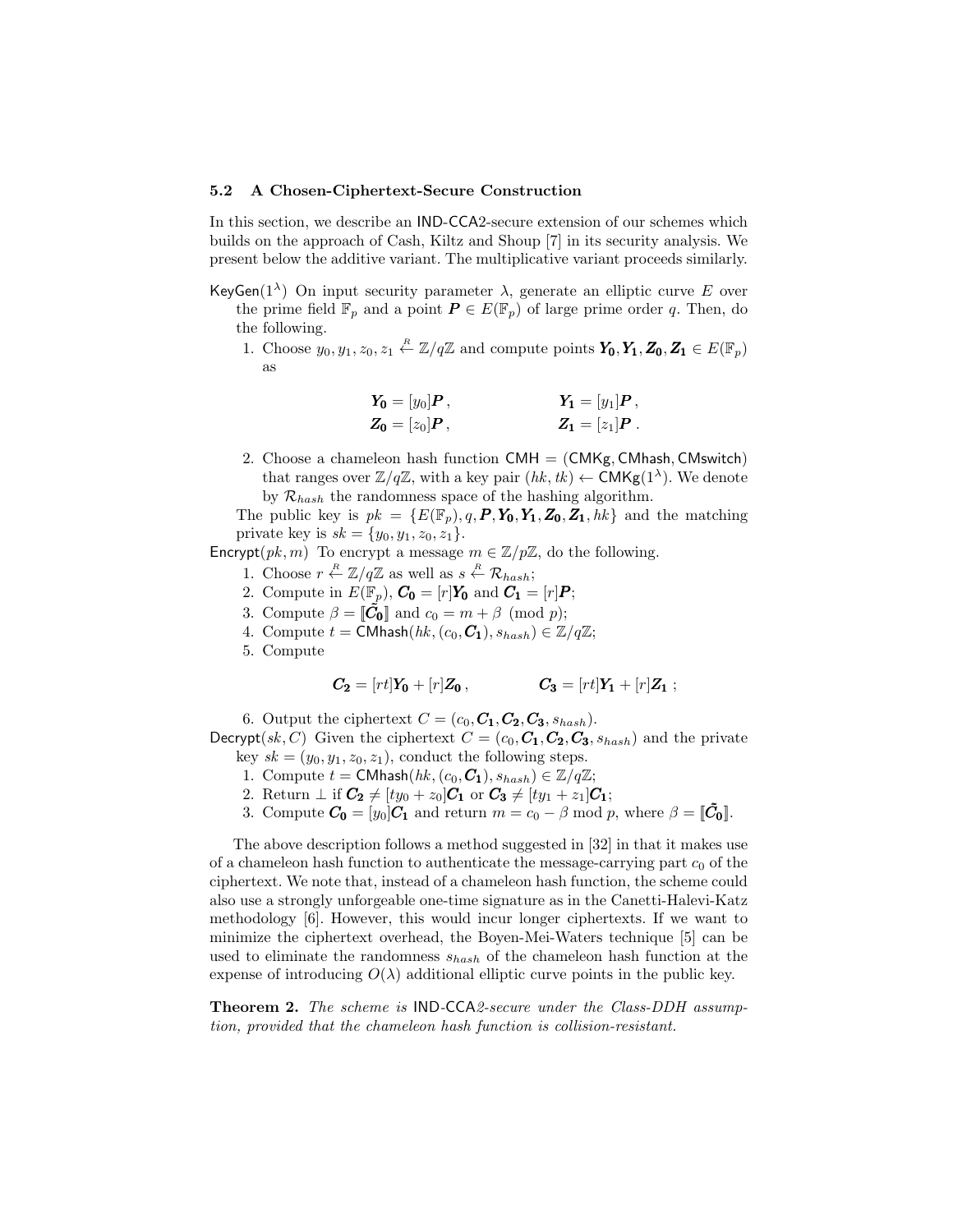### 5.2 A Chosen-Ciphertext-Secure Construction

In this section, we describe an IND-CCA2-secure extension of our schemes which builds on the approach of Cash, Kiltz and Shoup [7] in its security analysis. We present below the additive variant. The multiplicative variant proceeds similarly.

**KeyGen**$(1^\lambda)$ On input security parameter $\lambda$, generate an elliptic curve $E$ over the prime field $\mathbb{F}_p$ and a point $\boldsymbol{P} \in E(\mathbb{F}_p)$ of large prime order $q$. Then, do the following.

1. Choose $y_0, y_1, z_0, z_1 \stackrel{R}{\leftarrow} \mathbb{Z}/q\mathbb{Z}$ and compute points $\boldsymbol{Y_0}, \boldsymbol{Y_1}, \boldsymbol{Z_0}, \boldsymbol{Z_1} \in E(\mathbb{F}_p)$ as

$$\boldsymbol{Y_0} = [y_0]\boldsymbol{P}\,, \qquad \boldsymbol{Y_1} = [y_1]\boldsymbol{P}\,,$$
$$\boldsymbol{Z_0} = [z_0]\boldsymbol{P}\,, \qquad \boldsymbol{Z_1} = [z_1]\boldsymbol{P}\,.$$

2. Choose a chameleon hash function $\mathsf{CMH} = (\mathsf{CMKg}, \mathsf{CMhash}, \mathsf{CMswitch})$ that ranges over $\mathbb{Z}/q\mathbb{Z}$, with a key pair $(hk, tk) \leftarrow \mathsf{CMKg}(1^\lambda)$. We denote by $\mathcal{R}_{hash}$ the randomness space of the hashing algorithm.

The public key is $pk = \{E(\mathbb{F}_p), q, \boldsymbol{P}, \boldsymbol{Y_0}, \boldsymbol{Y_1}, \boldsymbol{Z_0}, \boldsymbol{Z_1}, hk\}$ and the matching private key is $sk = \{y_0, y_1, z_0, z_1\}$.

**Encrypt**$(pk, m)$ To encrypt a message $m \in \mathbb{Z}/p\mathbb{Z}$, do the following.

1. Choose $r \stackrel{R}{\leftarrow} \mathbb{Z}/q\mathbb{Z}$ as well as $s \stackrel{R}{\leftarrow} \mathcal{R}_{hash}$;
2. Compute in $E(\mathbb{F}_p)$, $\boldsymbol{C_0} = [r]\boldsymbol{Y_0}$ and $\boldsymbol{C_1} = [r]\boldsymbol{P}$;
3. Compute $\beta = [\![\tilde{\boldsymbol{C}}_{\boldsymbol{0}}]\!]$ and $c_0 = m + \beta \pmod{p}$;
4. Compute $t = \mathsf{CMhash}(hk, (c_0, \boldsymbol{C_1}), s_{hash}) \in \mathbb{Z}/q\mathbb{Z}$;
5. Compute

$$\boldsymbol{C_2} = [rt]\boldsymbol{Y_0} + [r]\boldsymbol{Z_0}\,, \qquad \boldsymbol{C_3} = [rt]\boldsymbol{Y_1} + [r]\boldsymbol{Z_1}\,;$$

6. Output the ciphertext $C = (c_0, \boldsymbol{C_1}, \boldsymbol{C_2}, \boldsymbol{C_3}, s_{hash})$.

**Decrypt**$(sk, C)$ Given the ciphertext $C = (c_0, \boldsymbol{C_1}, \boldsymbol{C_2}, \boldsymbol{C_3}, s_{hash})$ and the private key $sk = (y_0, y_1, z_0, z_1)$, conduct the following steps.

1. Compute $t = \mathsf{CMhash}(hk, (c_0, \boldsymbol{C_1}), s_{hash}) \in \mathbb{Z}/q\mathbb{Z}$;
2. Return $\perp$ if $\boldsymbol{C_2} \neq [ty_0 + z_0]\boldsymbol{C_1}$ or $\boldsymbol{C_3} \neq [ty_1 + z_1]\boldsymbol{C_1}$;
3. Compute $\boldsymbol{C_0} = [y_0]\boldsymbol{C_1}$ and return $m = c_0 - \beta \bmod p$, where $\beta = [\![\tilde{\boldsymbol{C}}_{\boldsymbol{0}}]\!]$.

The above description follows a method suggested in [32] in that it makes use of a chameleon hash function to authenticate the message-carrying part $c_0$ of the ciphertext. We note that, instead of a chameleon hash function, the scheme could also use a strongly unforgeable one-time signature as in the Canetti-Halevi-Katz methodology [6]. However, this would incur longer ciphertexts. If we want to minimize the ciphertext overhead, the Boyen-Mei-Waters technique [5] can be used to eliminate the randomness $s_{hash}$ of the chameleon hash function at the expense of introducing $O(\lambda)$ additional elliptic curve points in the public key.

**Theorem 2.** *The scheme is IND-CCA2-secure under the Class-DDH assumption, provided that the chameleon hash function is collision-resistant.*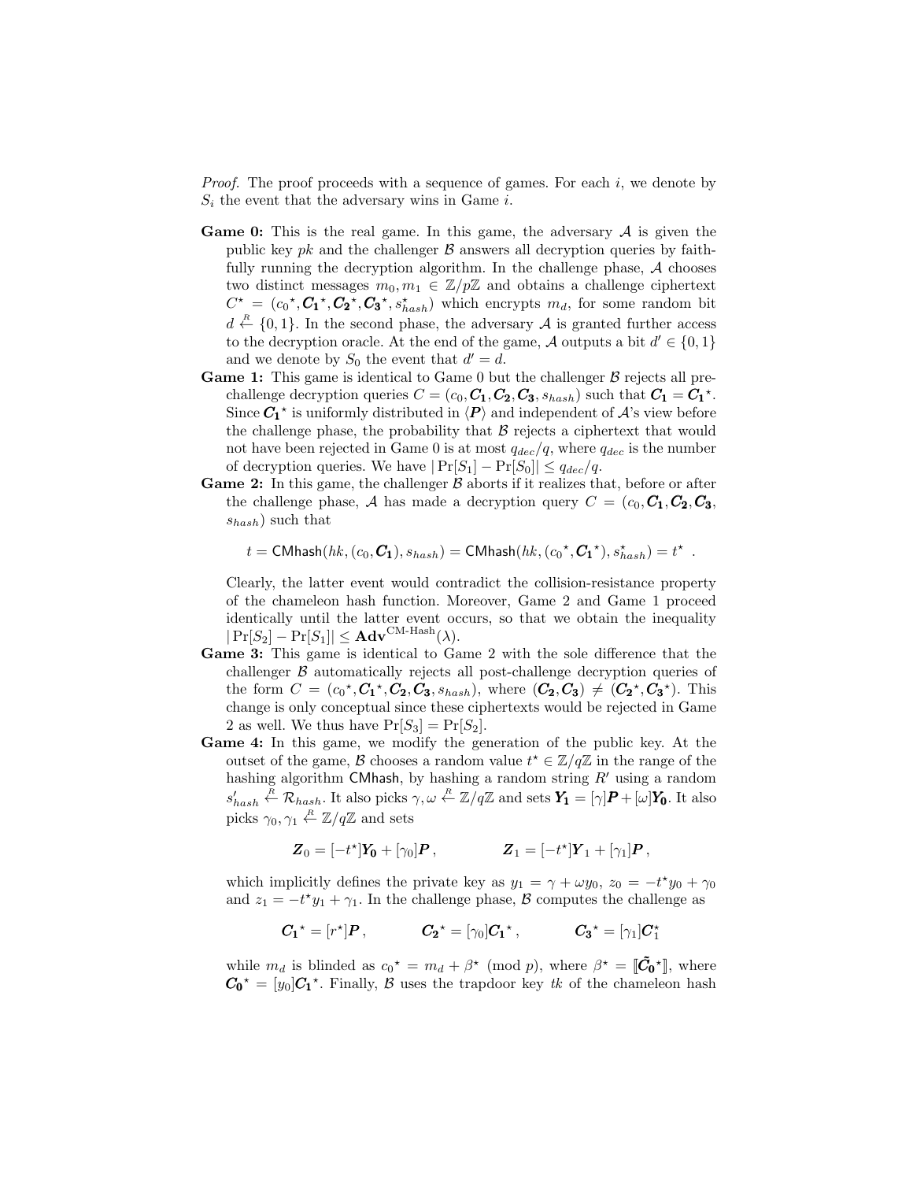*Proof.* The proof proceeds with a sequence of games. For each $i$, we denote by $S_i$ the event that the adversary wins in Game $i$.

**Game 0:** This is the real game. In this game, the adversary $\mathcal{A}$ is given the public key $pk$ and the challenger $\mathcal{B}$ answers all decryption queries by faithfully running the decryption algorithm. In the challenge phase, $\mathcal{A}$ chooses two distinct messages $m_0, m_1 \in \mathbb{Z}/p\mathbb{Z}$ and obtains a challenge ciphertext $C^\star = (c_0{}^\star, \boldsymbol{C_1}{}^\star, \boldsymbol{C_2}{}^\star, \boldsymbol{C_3}{}^\star, s^\star_{hash})$ which encrypts $m_d$, for some random bit $d \stackrel{R}{\leftarrow} \{0,1\}$. In the second phase, the adversary $\mathcal{A}$ is granted further access to the decryption oracle. At the end of the game, $\mathcal{A}$ outputs a bit $d' \in \{0,1\}$ and we denote by $S_0$ the event that $d' = d$.

**Game 1:** This game is identical to Game 0 but the challenger $\mathcal{B}$ rejects all pre-challenge decryption queries $C = (c_0, \boldsymbol{C_1}, \boldsymbol{C_2}, \boldsymbol{C_3}, s_{hash})$ such that $\boldsymbol{C_1} = \boldsymbol{C_1}{}^\star$. Since $\boldsymbol{C_1}{}^\star$ is uniformly distributed in $\langle \boldsymbol{P} \rangle$ and independent of $\mathcal{A}$'s view before the challenge phase, the probability that $\mathcal{B}$ rejects a ciphertext that would not have been rejected in Game 0 is at most $q_{dec}/q$, where $q_{dec}$ is the number of decryption queries. We have $|\Pr[S_1] - \Pr[S_0]| \leq q_{dec}/q$.

**Game 2:** In this game, the challenger $\mathcal{B}$ aborts if it realizes that, before or after the challenge phase, $\mathcal{A}$ has made a decryption query $C = (c_0, \boldsymbol{C_1}, \boldsymbol{C_2}, \boldsymbol{C_3}, s_{hash})$ such that

$$t = \mathsf{CMhash}(hk, (c_0, \boldsymbol{C_1}), s_{hash}) = \mathsf{CMhash}(hk, (c_0{}^\star, \boldsymbol{C_1}{}^\star), s^\star_{hash}) = t^\star \ .$$

Clearly, the latter event would contradict the collision-resistance property of the chameleon hash function. Moreover, Game 2 and Game 1 proceed identically until the latter event occurs, so that we obtain the inequality $|\Pr[S_2] - \Pr[S_1]| \leq \mathbf{Adv}^{\text{CM-Hash}}(\lambda)$.

**Game 3:** This game is identical to Game 2 with the sole difference that the challenger $\mathcal{B}$ automatically rejects all post-challenge decryption queries of the form $C = (c_0{}^\star, \boldsymbol{C_1}{}^\star, \boldsymbol{C_2}, \boldsymbol{C_3}, s_{hash})$, where $(\boldsymbol{C_2}, \boldsymbol{C_3}) \neq (\boldsymbol{C_2}{}^\star, \boldsymbol{C_3}{}^\star)$. This change is only conceptual since these ciphertexts would be rejected in Game 2 as well. We thus have $\Pr[S_3] = \Pr[S_2]$.

**Game 4:** In this game, we modify the generation of the public key. At the outset of the game, $\mathcal{B}$ chooses a random value $t^\star \in \mathbb{Z}/q\mathbb{Z}$ in the range of the hashing algorithm $\mathsf{CMhash}$, by hashing a random string $R'$ using a random $s'_{hash} \stackrel{R}{\leftarrow} \mathcal{R}_{hash}$. It also picks $\gamma, \omega \stackrel{R}{\leftarrow} \mathbb{Z}/q\mathbb{Z}$ and sets $\boldsymbol{Y_1} = [\gamma]\boldsymbol{P} + [\omega]\boldsymbol{Y_0}$. It also picks $\gamma_0, \gamma_1 \stackrel{R}{\leftarrow} \mathbb{Z}/q\mathbb{Z}$ and sets

$$\boldsymbol{Z}_0 = [-t^\star]\boldsymbol{Y_0} + [\gamma_0]\boldsymbol{P}\,, \qquad\qquad \boldsymbol{Z}_1 = [-t^\star]\boldsymbol{Y}_1 + [\gamma_1]\boldsymbol{P}\,,$$

which implicitly defines the private key as $y_1 = \gamma + \omega y_0$, $z_0 = -t^\star y_0 + \gamma_0$ and $z_1 = -t^\star y_1 + \gamma_1$. In the challenge phase, $\mathcal{B}$ computes the challenge as

$$\boldsymbol{C_1}{}^\star = [r^\star]\boldsymbol{P}\,, \qquad\qquad \boldsymbol{C_2}{}^\star = [\gamma_0]\boldsymbol{C_1}{}^\star\,, \qquad\qquad \boldsymbol{C_3}{}^\star = [\gamma_1]\boldsymbol{C}_1^\star$$

while $m_d$ is blinded as $c_0{}^\star = m_d + \beta^\star \pmod p$, where $\beta^\star = [\![\tilde{\boldsymbol{C}}_{\boldsymbol{0}}{}^\star]\!]$, where $\boldsymbol{C_0}{}^\star = [y_0]\boldsymbol{C_1}{}^\star$. Finally, $\mathcal{B}$ uses the trapdoor key $tk$ of the chameleon hash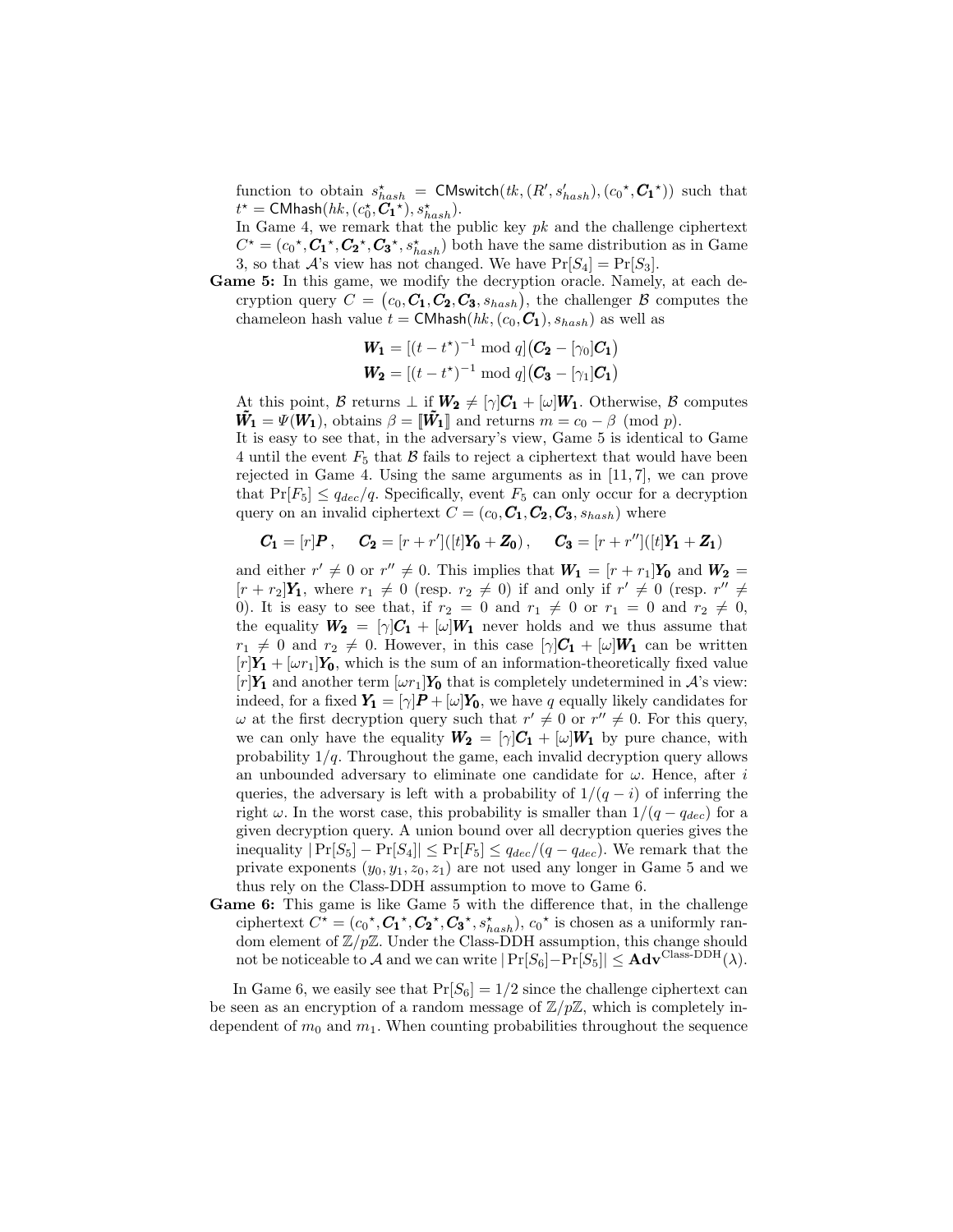function to obtain $s^\star_{hash} = \mathsf{CMswitch}(tk, (R', s'_{hash}), (c_0{}^\star, \boldsymbol{C_1}^\star))$ such that $t^\star = \mathsf{CMhash}(hk, (c_0^\star, \boldsymbol{C_1}^\star), s^\star_{hash})$.

In Game 4, we remark that the public key $pk$ and the challenge ciphertext $C^\star = (c_0{}^\star, \boldsymbol{C_1}^\star, \boldsymbol{C_2}^\star, \boldsymbol{C_3}^\star, s^\star_{hash})$ both have the same distribution as in Game 3, so that $\mathcal{A}$'s view has not changed. We have $\Pr[S_4] = \Pr[S_3]$.

**Game 5:** In this game, we modify the decryption oracle. Namely, at each decryption query $C = \big(c_0, \boldsymbol{C_1}, \boldsymbol{C_2}, \boldsymbol{C_3}, s_{hash}\big)$, the challenger $\mathcal{B}$ computes the chameleon hash value $t = \mathsf{CMhash}(hk, (c_0, \boldsymbol{C_1}), s_{hash})$ as well as

$$\boldsymbol{W_1} = [(t - t^\star)^{-1} \bmod q]\big(\boldsymbol{C_2} - [\gamma_0]\boldsymbol{C_1}\big)$$
$$\boldsymbol{W_2} = [(t - t^\star)^{-1} \bmod q]\big(\boldsymbol{C_3} - [\gamma_1]\boldsymbol{C_1}\big)$$

At this point, $\mathcal{B}$ returns $\perp$ if $\boldsymbol{W_2} \neq [\gamma]\boldsymbol{C_1} + [\omega]\boldsymbol{W_1}$. Otherwise, $\mathcal{B}$ computes $\tilde{\boldsymbol{W}}_1 = \Psi(\boldsymbol{W_1})$, obtains $\beta = [\![\tilde{\boldsymbol{W}}_1]\!]$ and returns $m = c_0 - \beta \pmod p$.

It is easy to see that, in the adversary's view, Game 5 is identical to Game 4 until the event $F_5$ that $\mathcal{B}$ fails to reject a ciphertext that would have been rejected in Game 4. Using the same arguments as in [11, 7], we can prove that $\Pr[F_5] \leq q_{dec}/q$. Specifically, event $F_5$ can only occur for a decryption query on an invalid ciphertext $C = (c_0, \boldsymbol{C_1}, \boldsymbol{C_2}, \boldsymbol{C_3}, s_{hash})$ where

$$\boldsymbol{C_1} = [r]\boldsymbol{P}, \qquad \boldsymbol{C_2} = [r + r']([t]\boldsymbol{Y_0} + \boldsymbol{Z_0}), \qquad \boldsymbol{C_3} = [r + r'']([t]\boldsymbol{Y_1} + \boldsymbol{Z_1})$$

and either $r' \neq 0$ or $r'' \neq 0$. This implies that $\boldsymbol{W_1} = [r + r_1]\boldsymbol{Y_0}$ and $\boldsymbol{W_2} = [r + r_2]\boldsymbol{Y_1}$, where $r_1 \neq 0$ (resp. $r_2 \neq 0$) if and only if $r' \neq 0$ (resp. $r'' \neq 0$). It is easy to see that, if $r_2 = 0$ and $r_1 \neq 0$ or $r_1 = 0$ and $r_2 \neq 0$, the equality $\boldsymbol{W_2} = [\gamma]\boldsymbol{C_1} + [\omega]\boldsymbol{W_1}$ never holds and we thus assume that $r_1 \neq 0$ and $r_2 \neq 0$. However, in this case $[\gamma]\boldsymbol{C_1} + [\omega]\boldsymbol{W_1}$ can be written $[r]\boldsymbol{Y_1} + [\omega r_1]\boldsymbol{Y_0}$, which is the sum of an information-theoretically fixed value $[r]\boldsymbol{Y_1}$ and another term $[\omega r_1]\boldsymbol{Y_0}$ that is completely undetermined in $\mathcal{A}$'s view: indeed, for a fixed $\boldsymbol{Y_1} = [\gamma]\boldsymbol{P} + [\omega]\boldsymbol{Y_0}$, we have $q$ equally likely candidates for $\omega$ at the first decryption query such that $r' \neq 0$ or $r'' \neq 0$. For this query, we can only have the equality $\boldsymbol{W_2} = [\gamma]\boldsymbol{C_1} + [\omega]\boldsymbol{W_1}$ by pure chance, with probability $1/q$. Throughout the game, each invalid decryption query allows an unbounded adversary to eliminate one candidate for $\omega$. Hence, after $i$ queries, the adversary is left with a probability of $1/(q - i)$ of inferring the right $\omega$. In the worst case, this probability is smaller than $1/(q - q_{dec})$ for a given decryption query. A union bound over all decryption queries gives the inequality $|\Pr[S_5] - \Pr[S_4]| \leq \Pr[F_5] \leq q_{dec}/(q - q_{dec})$. We remark that the private exponents $(y_0, y_1, z_0, z_1)$ are not used any longer in Game 5 and we thus rely on the Class-DDH assumption to move to Game 6.

**Game 6:** This game is like Game 5 with the difference that, in the challenge ciphertext $C^\star = (c_0{}^\star, \boldsymbol{C_1}^\star, \boldsymbol{C_2}^\star, \boldsymbol{C_3}^\star, s^\star_{hash})$, $c_0{}^\star$ is chosen as a uniformly random element of $\mathbb{Z}/p\mathbb{Z}$. Under the Class-DDH assumption, this change should not be noticeable to $\mathcal{A}$ and we can write $|\Pr[S_6] - \Pr[S_5]| \leq \mathbf{Adv}^{\text{Class-DDH}}(\lambda)$.

In Game 6, we easily see that $\Pr[S_6] = 1/2$ since the challenge ciphertext can be seen as an encryption of a random message of $\mathbb{Z}/p\mathbb{Z}$, which is completely independent of $m_0$ and $m_1$. When counting probabilities throughout the sequence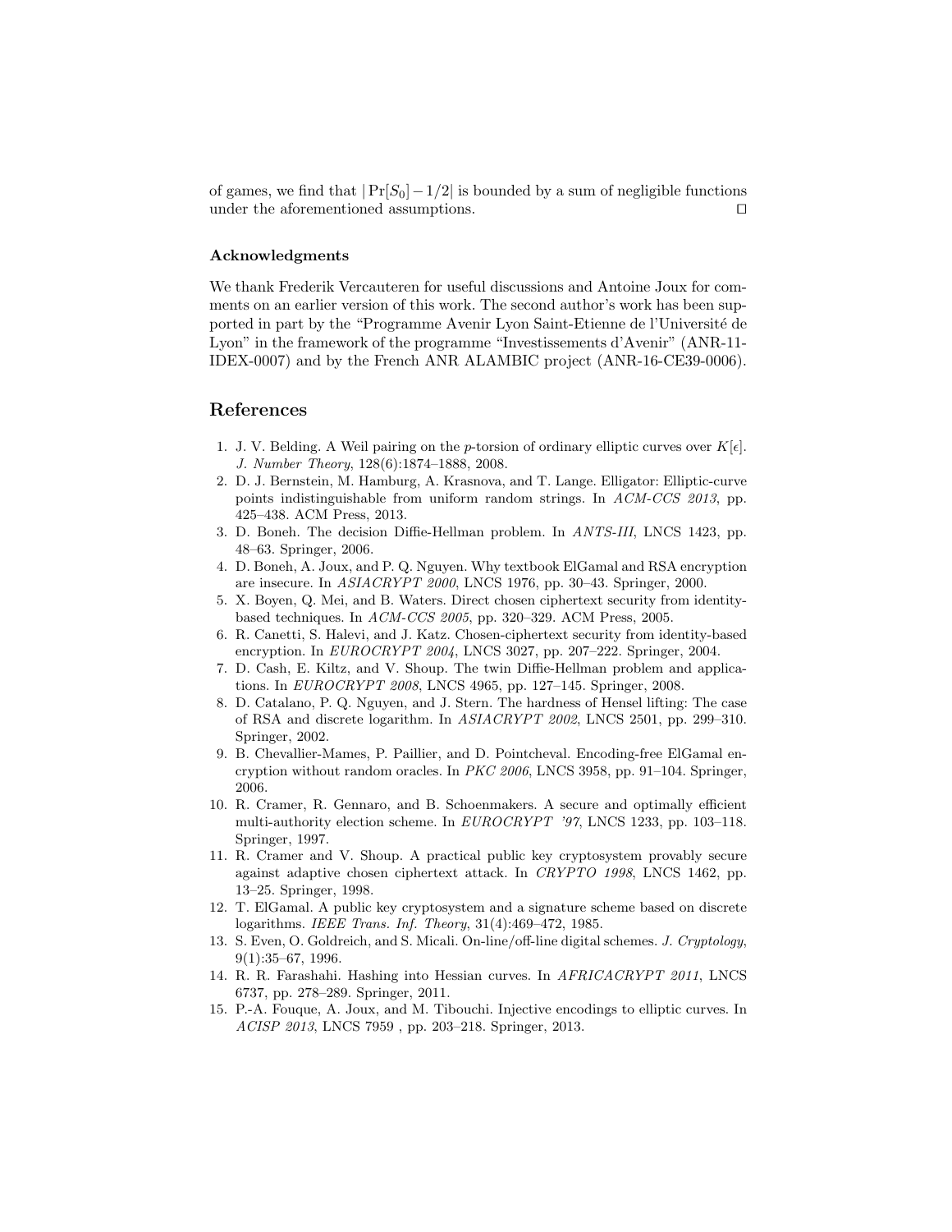of games, we find that $|\Pr[S_0] - 1/2|$ is bounded by a sum of negligible functions under the aforementioned assumptions. $\square$

#### Acknowledgments

We thank Frederik Vercauteren for useful discussions and Antoine Joux for comments on an earlier version of this work. The second author's work has been supported in part by the "Programme Avenir Lyon Saint-Etienne de l'Université de Lyon" in the framework of the programme "Investissements d'Avenir" (ANR-11-IDEX-0007) and by the French ANR ALAMBIC project (ANR-16-CE39-0006).

## References

1. J. V. Belding. A Weil pairing on the $p$-torsion of ordinary elliptic curves over $K[\epsilon]$. *J. Number Theory*, 128(6):1874–1888, 2008.
2. D. J. Bernstein, M. Hamburg, A. Krasnova, and T. Lange. Elligator: Elliptic-curve points indistinguishable from uniform random strings. In *ACM-CCS 2013*, pp. 425–438. ACM Press, 2013.
3. D. Boneh. The decision Diffie-Hellman problem. In *ANTS-III*, LNCS 1423, pp. 48–63. Springer, 2006.
4. D. Boneh, A. Joux, and P. Q. Nguyen. Why textbook ElGamal and RSA encryption are insecure. In *ASIACRYPT 2000*, LNCS 1976, pp. 30–43. Springer, 2000.
5. X. Boyen, Q. Mei, and B. Waters. Direct chosen ciphertext security from identity-based techniques. In *ACM-CCS 2005*, pp. 320–329. ACM Press, 2005.
6. R. Canetti, S. Halevi, and J. Katz. Chosen-ciphertext security from identity-based encryption. In *EUROCRYPT 2004*, LNCS 3027, pp. 207–222. Springer, 2004.
7. D. Cash, E. Kiltz, and V. Shoup. The twin Diffie-Hellman problem and applications. In *EUROCRYPT 2008*, LNCS 4965, pp. 127–145. Springer, 2008.
8. D. Catalano, P. Q. Nguyen, and J. Stern. The hardness of Hensel lifting: The case of RSA and discrete logarithm. In *ASIACRYPT 2002*, LNCS 2501, pp. 299–310. Springer, 2002.
9. B. Chevallier-Mames, P. Paillier, and D. Pointcheval. Encoding-free ElGamal encryption without random oracles. In *PKC 2006*, LNCS 3958, pp. 91–104. Springer, 2006.
10. R. Cramer, R. Gennaro, and B. Schoenmakers. A secure and optimally efficient multi-authority election scheme. In *EUROCRYPT '97*, LNCS 1233, pp. 103–118. Springer, 1997.
11. R. Cramer and V. Shoup. A practical public key cryptosystem provably secure against adaptive chosen ciphertext attack. In *CRYPTO 1998*, LNCS 1462, pp. 13–25. Springer, 1998.
12. T. ElGamal. A public key cryptosystem and a signature scheme based on discrete logarithms. *IEEE Trans. Inf. Theory*, 31(4):469–472, 1985.
13. S. Even, O. Goldreich, and S. Micali. On-line/off-line digital schemes. *J. Cryptology*, 9(1):35–67, 1996.
14. R. R. Farashahi. Hashing into Hessian curves. In *AFRICACRYPT 2011*, LNCS 6737, pp. 278–289. Springer, 2011.
15. P.-A. Fouque, A. Joux, and M. Tibouchi. Injective encodings to elliptic curves. In *ACISP 2013*, LNCS 7959 , pp. 203–218. Springer, 2013.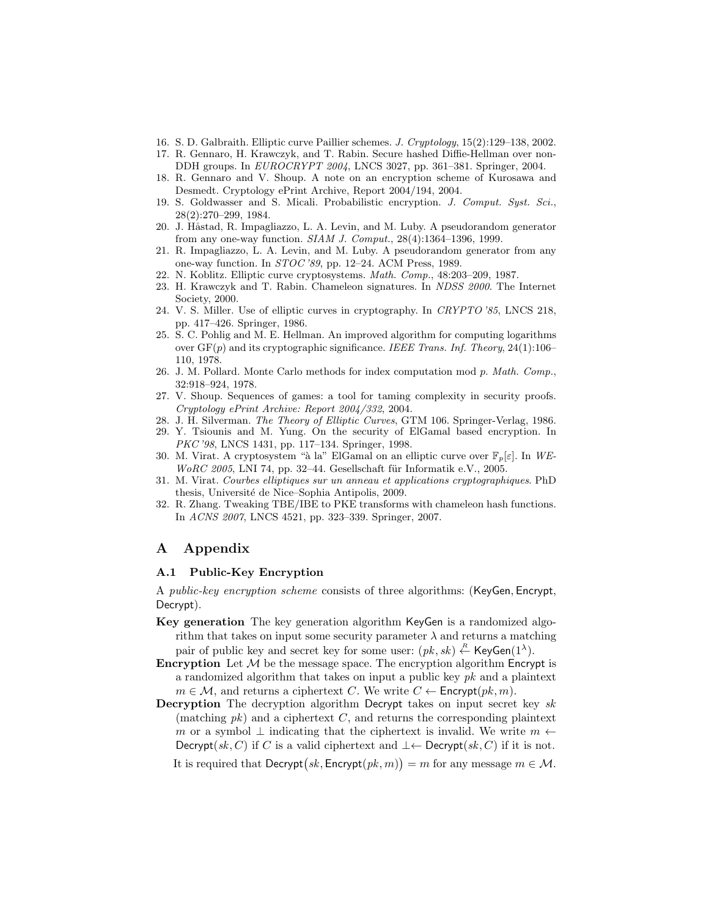16. S. D. Galbraith. Elliptic curve Paillier schemes. *J. Cryptology*, 15(2):129–138, 2002.
17. R. Gennaro, H. Krawczyk, and T. Rabin. Secure hashed Diffie-Hellman over non-DDH groups. In *EUROCRYPT 2004*, LNCS 3027, pp. 361–381. Springer, 2004.
18. R. Gennaro and V. Shoup. A note on an encryption scheme of Kurosawa and Desmedt. Cryptology ePrint Archive, Report 2004/194, 2004.
19. S. Goldwasser and S. Micali. Probabilistic encryption. *J. Comput. Syst. Sci.*, 28(2):270–299, 1984.
20. J. Håstad, R. Impagliazzo, L. A. Levin, and M. Luby. A pseudorandom generator from any one-way function. *SIAM J. Comput.*, 28(4):1364–1396, 1999.
21. R. Impagliazzo, L. A. Levin, and M. Luby. A pseudorandom generator from any one-way function. In *STOC '89*, pp. 12–24. ACM Press, 1989.
22. N. Koblitz. Elliptic curve cryptosystems. *Math. Comp.*, 48:203–209, 1987.
23. H. Krawczyk and T. Rabin. Chameleon signatures. In *NDSS 2000*. The Internet Society, 2000.
24. V. S. Miller. Use of elliptic curves in cryptography. In *CRYPTO '85*, LNCS 218, pp. 417–426. Springer, 1986.
25. S. C. Pohlig and M. E. Hellman. An improved algorithm for computing logarithms over GF($p$) and its cryptographic significance. *IEEE Trans. Inf. Theory*, 24(1):106–110, 1978.
26. J. M. Pollard. Monte Carlo methods for index computation mod $p$. *Math. Comp.*, 32:918–924, 1978.
27. V. Shoup. Sequences of games: a tool for taming complexity in security proofs. *Cryptology ePrint Archive: Report 2004/332*, 2004.
28. J. H. Silverman. *The Theory of Elliptic Curves*, GTM 106. Springer-Verlag, 1986.
29. Y. Tsiounis and M. Yung. On the security of ElGamal based encryption. In *PKC '98*, LNCS 1431, pp. 117–134. Springer, 1998.
30. M. Virat. A cryptosystem "à la" ElGamal on an elliptic curve over $\mathbb{F}_p[\varepsilon]$. In *WEWoRC 2005*, LNI 74, pp. 32–44. Gesellschaft für Informatik e.V., 2005.
31. M. Virat. *Courbes elliptiques sur un anneau et applications cryptographiques*. PhD thesis, Université de Nice–Sophia Antipolis, 2009.
32. R. Zhang. Tweaking TBE/IBE to PKE transforms with chameleon hash functions. In *ACNS 2007*, LNCS 4521, pp. 323–339. Springer, 2007.

# A Appendix

## A.1 Public-Key Encryption

A *public-key encryption scheme* consists of three algorithms: (KeyGen, Encrypt, Decrypt).

**Key generation** The key generation algorithm KeyGen is a randomized algorithm that takes on input some security parameter $\lambda$ and returns a matching pair of public key and secret key for some user: $(pk, sk) \overset{R}{\leftarrow} \mathsf{KeyGen}(1^\lambda)$.

**Encryption** Let $\mathcal{M}$ be the message space. The encryption algorithm Encrypt is a randomized algorithm that takes on input a public key $pk$ and a plaintext $m \in \mathcal{M}$, and returns a ciphertext $C$. We write $C \leftarrow \mathsf{Encrypt}(pk, m)$.

**Decryption** The decryption algorithm Decrypt takes on input secret key $sk$ (matching $pk$) and a ciphertext $C$, and returns the corresponding plaintext $m$ or a symbol $\perp$ indicating that the ciphertext is invalid. We write $m \leftarrow \mathsf{Decrypt}(sk, C)$ if $C$ is a valid ciphertext and $\perp \leftarrow \mathsf{Decrypt}(sk, C)$ if it is not.

It is required that $\mathsf{Decrypt}\big(sk, \mathsf{Encrypt}(pk, m)\big) = m$ for any message $m \in \mathcal{M}$.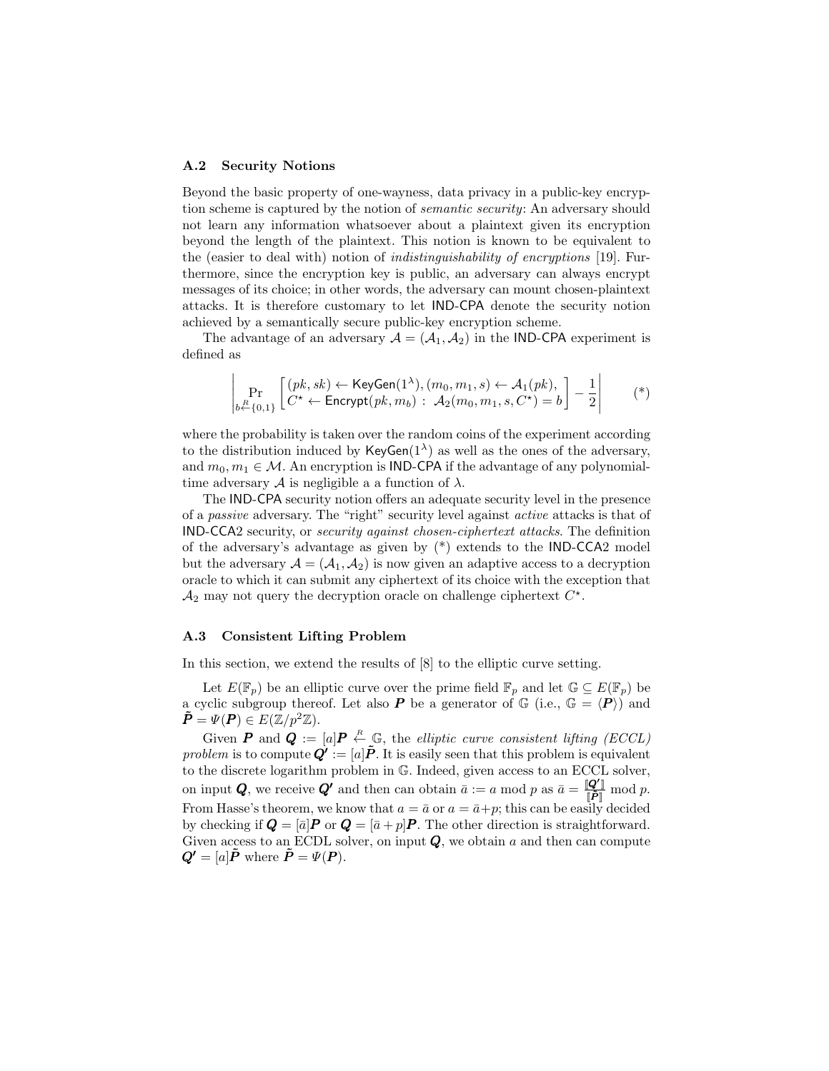### A.2 Security Notions

Beyond the basic property of one-wayness, data privacy in a public-key encryption scheme is captured by the notion of *semantic security*: An adversary should not learn any information whatsoever about a plaintext given its encryption beyond the length of the plaintext. This notion is known to be equivalent to the (easier to deal with) notion of *indistinguishability of encryptions* [19]. Furthermore, since the encryption key is public, an adversary can always encrypt messages of its choice; in other words, the adversary can mount chosen-plaintext attacks. It is therefore customary to let IND-CPA denote the security notion achieved by a semantically secure public-key encryption scheme.

The advantage of an adversary $\mathcal{A} = (\mathcal{A}_1, \mathcal{A}_2)$ in the IND-CPA experiment is defined as

$$\left| \Pr_{b \overset{R}{\leftarrow} \{0,1\}} \left[ \begin{array}{l} (pk, sk) \leftarrow \mathsf{KeyGen}(1^\lambda), (m_0, m_1, s) \leftarrow \mathcal{A}_1(pk), \\ C^\star \leftarrow \mathsf{Encrypt}(pk, m_b) \,:\, \mathcal{A}_2(m_0, m_1, s, C^\star) = b \end{array} \right] - \frac{1}{2} \right| \qquad (*)$$

where the probability is taken over the random coins of the experiment according to the distribution induced by $\mathsf{KeyGen}(1^\lambda)$ as well as the ones of the adversary, and $m_0, m_1 \in \mathcal{M}$. An encryption is IND-CPA if the advantage of any polynomial-time adversary $\mathcal{A}$ is negligible a a function of $\lambda$.

The IND-CPA security notion offers an adequate security level in the presence of a *passive* adversary. The "right" security level against *active* attacks is that of IND-CCA2 security, or *security against chosen-ciphertext attacks*. The definition of the adversary's advantage as given by (*) extends to the IND-CCA2 model but the adversary $\mathcal{A} = (\mathcal{A}_1, \mathcal{A}_2)$ is now given an adaptive access to a decryption oracle to which it can submit any ciphertext of its choice with the exception that $\mathcal{A}_2$ may not query the decryption oracle on challenge ciphertext $C^\star$.

### A.3 Consistent Lifting Problem

In this section, we extend the results of [8] to the elliptic curve setting.

Let $E(\mathbb{F}_p)$ be an elliptic curve over the prime field $\mathbb{F}_p$ and let $\mathbb{G} \subseteq E(\mathbb{F}_p)$ be a cyclic subgroup thereof. Let also $\boldsymbol{P}$ be a generator of $\mathbb{G}$ (i.e., $\mathbb{G} = \langle \boldsymbol{P} \rangle$) and $\tilde{\boldsymbol{P}} = \Psi(\boldsymbol{P}) \in E(\mathbb{Z}/p^2\mathbb{Z})$.

Given $\boldsymbol{P}$ and $\boldsymbol{Q} := [a]\boldsymbol{P} \overset{R}{\leftarrow} \mathbb{G}$, the *elliptic curve consistent lifting (ECCL) problem* is to compute $\boldsymbol{Q'} := [a]\tilde{\boldsymbol{P}}$. It is easily seen that this problem is equivalent to the discrete logarithm problem in $\mathbb{G}$. Indeed, given access to an ECCL solver, on input $\boldsymbol{Q}$, we receive $\boldsymbol{Q'}$ and then can obtain $\bar{a} := a \bmod p$ as $\bar{a} = \frac{[\![\boldsymbol{Q'}]\!]}{[\![\tilde{\boldsymbol{P}}]\!]} \bmod p$. From Hasse's theorem, we know that $a = \bar{a}$ or $a = \bar{a} + p$; this can be easily decided by checking if $\boldsymbol{Q} = [\bar{a}]\boldsymbol{P}$ or $\boldsymbol{Q} = [\bar{a} + p]\boldsymbol{P}$. The other direction is straightforward. Given access to an ECDL solver, on input $\boldsymbol{Q}$, we obtain $a$ and then can compute $\boldsymbol{Q'} = [a]\tilde{\boldsymbol{P}}$ where $\tilde{\boldsymbol{P}} = \Psi(\boldsymbol{P})$.